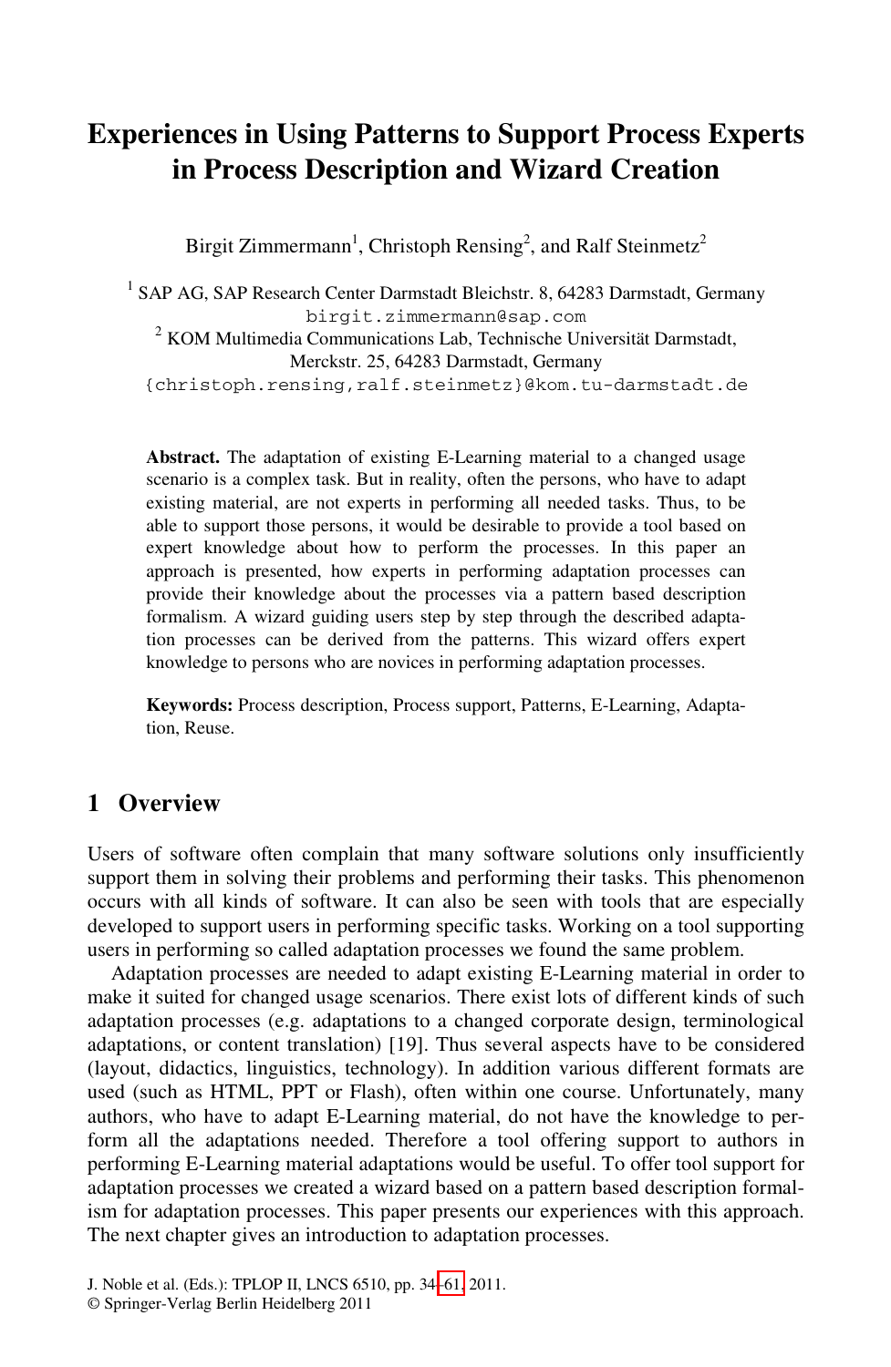# Experiences in Using Patterns to Support Process Experts in Process Description and Wizard Creation

Birgit Zimmermann[1], Christoph Rensing[2], and Ralf Steinmetz[2]

[1] SAP AG, SAP Research Center Darmstadt Bleichstr. 8, 64283 Darmstadt, Germany
birgit.zimmermann@sap.com
[2] KOM Multimedia Communications Lab, Technische Universität Darmstadt, Merckstr. 25, 64283 Darmstadt, Germany
{christoph.rensing,ralf.steinmetz}@kom.tu-darmstadt.de

**Abstract.** The adaptation of existing E-Learning material to a changed usage scenario is a complex task. But in reality, often the persons, who have to adapt existing material, are not experts in performing all needed tasks. Thus, to be able to support those persons, it would be desirable to provide a tool based on expert knowledge about how to perform the processes. In this paper an approach is presented, how experts in performing adaptation processes can provide their knowledge about the processes via a pattern based description formalism. A wizard guiding users step by step through the described adaptation processes can be derived from the patterns. This wizard offers expert knowledge to persons who are novices in performing adaptation processes.

**Keywords:** Process description, Process support, Patterns, E-Learning, Adaptation, Reuse.

## 1 Overview

Users of software often complain that many software solutions only insufficiently support them in solving their problems and performing their tasks. This phenomenon occurs with all kinds of software. It can also be seen with tools that are especially developed to support users in performing specific tasks. Working on a tool supporting users in performing so called adaptation processes we found the same problem.

Adaptation processes are needed to adapt existing E-Learning material in order to make it suited for changed usage scenarios. There exist lots of different kinds of such adaptation processes (e.g. adaptations to a changed corporate design, terminological adaptations, or content translation) [19]. Thus several aspects have to be considered (layout, didactics, linguistics, technology). In addition various different formats are used (such as HTML, PPT or Flash), often within one course. Unfortunately, many authors, who have to adapt E-Learning material, do not have the knowledge to perform all the adaptations needed. Therefore a tool offering support to authors in performing E-Learning material adaptations would be useful. To offer tool support for adaptation processes we created a wizard based on a pattern based description formalism for adaptation processes. This paper presents our experiences with this approach. The next chapter gives an introduction to adaptation processes.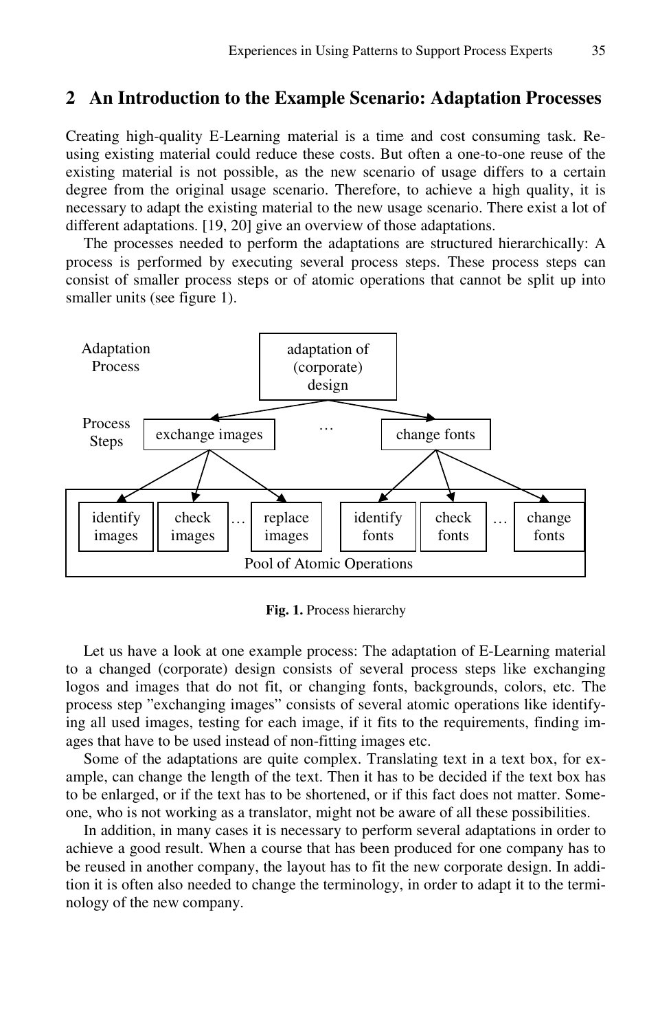## 2 An Introduction to the Example Scenario: Adaptation Processes

Creating high-quality E-Learning material is a time and cost consuming task. Re-using existing material could reduce these costs. But often a one-to-one reuse of the existing material is not possible, as the new scenario of usage differs to a certain degree from the original usage scenario. Therefore, to achieve a high quality, it is necessary to adapt the existing material to the new usage scenario. There exist a lot of different adaptations. [19, 20] give an overview of those adaptations.

The processes needed to perform the adaptations are structured hierarchically: A process is performed by executing several process steps. These process steps can consist of smaller process steps or of atomic operations that cannot be split up into smaller units (see figure 1).

Adaptation Process
adaptation of (corporate) design
Process Steps
exchange images
…
change fonts
identify images
check images
…
replace images
identify fonts
check fonts
…
change fonts
Pool of Atomic Operations

**Fig. 1.** Process hierarchy

Let us have a look at one example process: The adaptation of E-Learning material to a changed (corporate) design consists of several process steps like exchanging logos and images that do not fit, or changing fonts, backgrounds, colors, etc. The process step "exchanging images" consists of several atomic operations like identifying all used images, testing for each image, if it fits to the requirements, finding images that have to be used instead of non-fitting images etc.

Some of the adaptations are quite complex. Translating text in a text box, for example, can change the length of the text. Then it has to be decided if the text box has to be enlarged, or if the text has to be shortened, or if this fact does not matter. Someone, who is not working as a translator, might not be aware of all these possibilities.

In addition, in many cases it is necessary to perform several adaptations in order to achieve a good result. When a course that has been produced for one company has to be reused in another company, the layout has to fit the new corporate design. In addition it is often also needed to change the terminology, in order to adapt it to the terminology of the new company.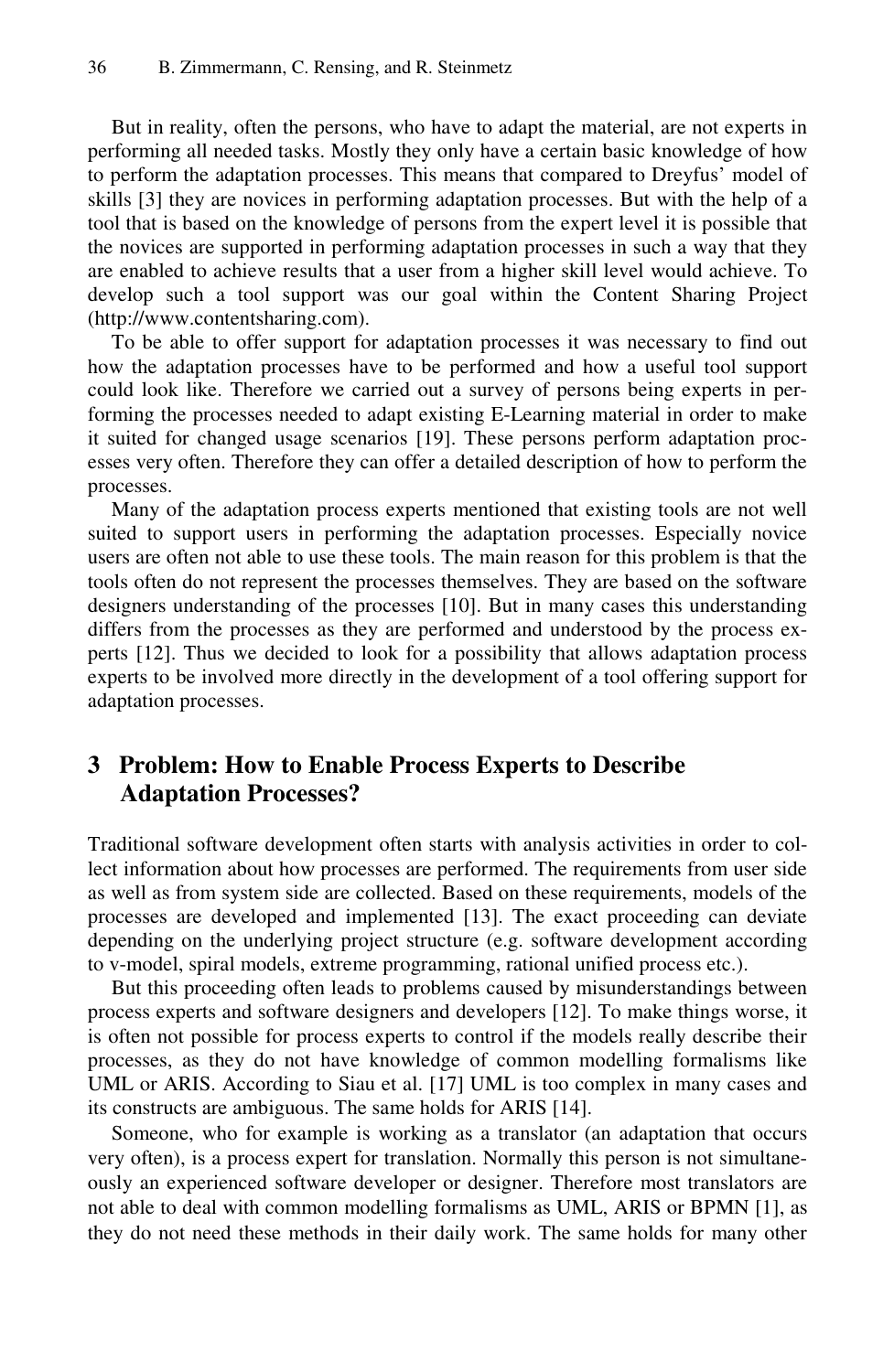But in reality, often the persons, who have to adapt the material, are not experts in performing all needed tasks. Mostly they only have a certain basic knowledge of how to perform the adaptation processes. This means that compared to Dreyfus' model of skills [3] they are novices in performing adaptation processes. But with the help of a tool that is based on the knowledge of persons from the expert level it is possible that the novices are supported in performing adaptation processes in such a way that they are enabled to achieve results that a user from a higher skill level would achieve. To develop such a tool support was our goal within the Content Sharing Project (http://www.contentsharing.com).

To be able to offer support for adaptation processes it was necessary to find out how the adaptation processes have to be performed and how a useful tool support could look like. Therefore we carried out a survey of persons being experts in performing the processes needed to adapt existing E-Learning material in order to make it suited for changed usage scenarios [19]. These persons perform adaptation processes very often. Therefore they can offer a detailed description of how to perform the processes.

Many of the adaptation process experts mentioned that existing tools are not well suited to support users in performing the adaptation processes. Especially novice users are often not able to use these tools. The main reason for this problem is that the tools often do not represent the processes themselves. They are based on the software designers understanding of the processes [10]. But in many cases this understanding differs from the processes as they are performed and understood by the process experts [12]. Thus we decided to look for a possibility that allows adaptation process experts to be involved more directly in the development of a tool offering support for adaptation processes.

## 3 Problem: How to Enable Process Experts to Describe Adaptation Processes?

Traditional software development often starts with analysis activities in order to collect information about how processes are performed. The requirements from user side as well as from system side are collected. Based on these requirements, models of the processes are developed and implemented [13]. The exact proceeding can deviate depending on the underlying project structure (e.g. software development according to v-model, spiral models, extreme programming, rational unified process etc.).

But this proceeding often leads to problems caused by misunderstandings between process experts and software designers and developers [12]. To make things worse, it is often not possible for process experts to control if the models really describe their processes, as they do not have knowledge of common modelling formalisms like UML or ARIS. According to Siau et al. [17] UML is too complex in many cases and its constructs are ambiguous. The same holds for ARIS [14].

Someone, who for example is working as a translator (an adaptation that occurs very often), is a process expert for translation. Normally this person is not simultaneously an experienced software developer or designer. Therefore most translators are not able to deal with common modelling formalisms as UML, ARIS or BPMN [1], as they do not need these methods in their daily work. The same holds for many other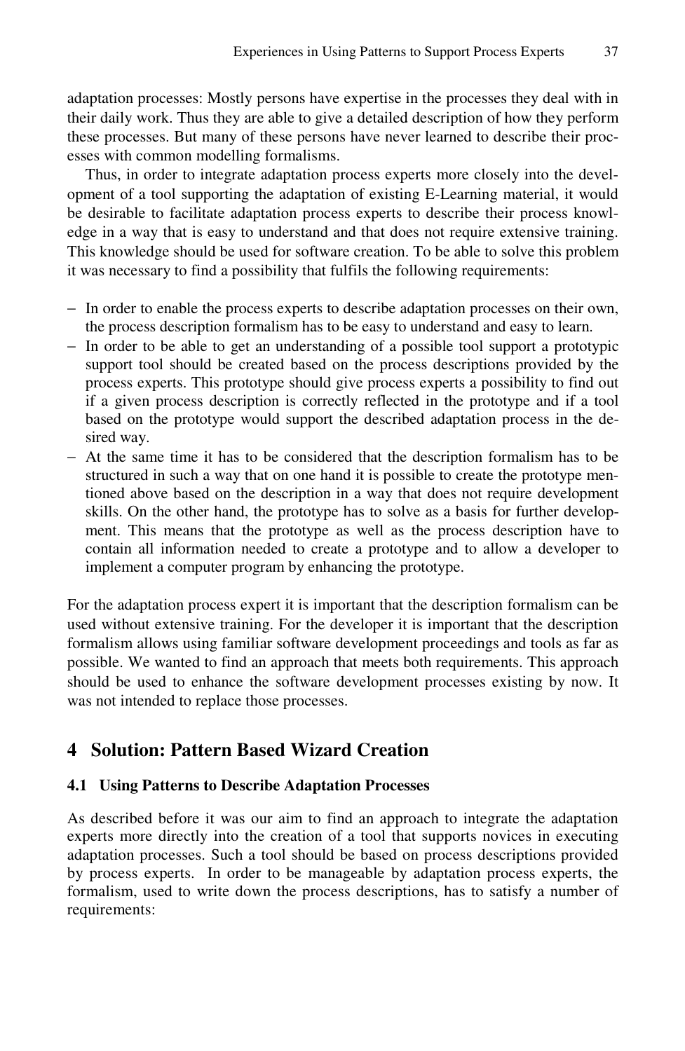adaptation processes: Mostly persons have expertise in the processes they deal with in their daily work. Thus they are able to give a detailed description of how they perform these processes. But many of these persons have never learned to describe their processes with common modelling formalisms.

Thus, in order to integrate adaptation process experts more closely into the development of a tool supporting the adaptation of existing E-Learning material, it would be desirable to facilitate adaptation process experts to describe their process knowledge in a way that is easy to understand and that does not require extensive training. This knowledge should be used for software creation. To be able to solve this problem it was necessary to find a possibility that fulfils the following requirements:

- In order to enable the process experts to describe adaptation processes on their own, the process description formalism has to be easy to understand and easy to learn.
- In order to be able to get an understanding of a possible tool support a prototypic support tool should be created based on the process descriptions provided by the process experts. This prototype should give process experts a possibility to find out if a given process description is correctly reflected in the prototype and if a tool based on the prototype would support the described adaptation process in the desired way.
- At the same time it has to be considered that the description formalism has to be structured in such a way that on one hand it is possible to create the prototype mentioned above based on the description in a way that does not require development skills. On the other hand, the prototype has to solve as a basis for further development. This means that the prototype as well as the process description have to contain all information needed to create a prototype and to allow a developer to implement a computer program by enhancing the prototype.

For the adaptation process expert it is important that the description formalism can be used without extensive training. For the developer it is important that the description formalism allows using familiar software development proceedings and tools as far as possible. We wanted to find an approach that meets both requirements. This approach should be used to enhance the software development processes existing by now. It was not intended to replace those processes.

## 4 Solution: Pattern Based Wizard Creation

### 4.1 Using Patterns to Describe Adaptation Processes

As described before it was our aim to find an approach to integrate the adaptation experts more directly into the creation of a tool that supports novices in executing adaptation processes. Such a tool should be based on process descriptions provided by process experts. In order to be manageable by adaptation process experts, the formalism, used to write down the process descriptions, has to satisfy a number of requirements: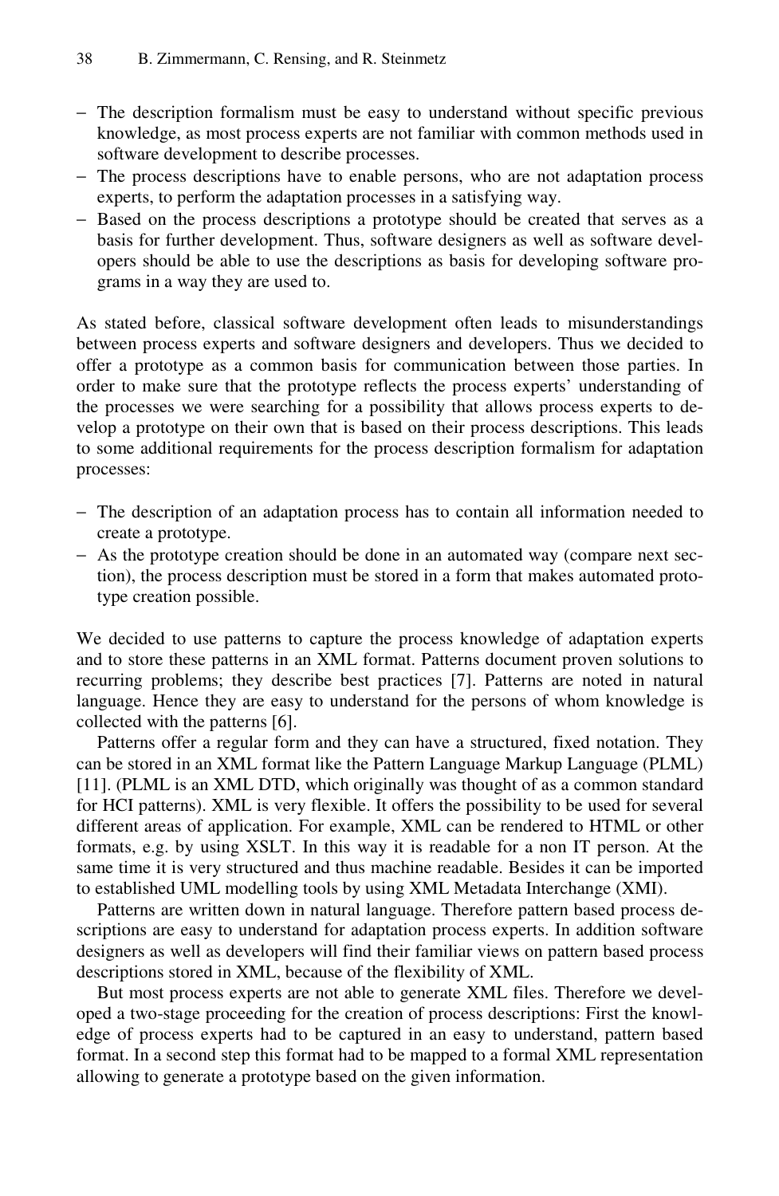- The description formalism must be easy to understand without specific previous knowledge, as most process experts are not familiar with common methods used in software development to describe processes.
- The process descriptions have to enable persons, who are not adaptation process experts, to perform the adaptation processes in a satisfying way.
- Based on the process descriptions a prototype should be created that serves as a basis for further development. Thus, software designers as well as software developers should be able to use the descriptions as basis for developing software programs in a way they are used to.

As stated before, classical software development often leads to misunderstandings between process experts and software designers and developers. Thus we decided to offer a prototype as a common basis for communication between those parties. In order to make sure that the prototype reflects the process experts' understanding of the processes we were searching for a possibility that allows process experts to develop a prototype on their own that is based on their process descriptions. This leads to some additional requirements for the process description formalism for adaptation processes:

- The description of an adaptation process has to contain all information needed to create a prototype.
- As the prototype creation should be done in an automated way (compare next section), the process description must be stored in a form that makes automated prototype creation possible.

We decided to use patterns to capture the process knowledge of adaptation experts and to store these patterns in an XML format. Patterns document proven solutions to recurring problems; they describe best practices [7]. Patterns are noted in natural language. Hence they are easy to understand for the persons of whom knowledge is collected with the patterns [6].

Patterns offer a regular form and they can have a structured, fixed notation. They can be stored in an XML format like the Pattern Language Markup Language (PLML) [11]. (PLML is an XML DTD, which originally was thought of as a common standard for HCI patterns). XML is very flexible. It offers the possibility to be used for several different areas of application. For example, XML can be rendered to HTML or other formats, e.g. by using XSLT. In this way it is readable for a non IT person. At the same time it is very structured and thus machine readable. Besides it can be imported to established UML modelling tools by using XML Metadata Interchange (XMI).

Patterns are written down in natural language. Therefore pattern based process descriptions are easy to understand for adaptation process experts. In addition software designers as well as developers will find their familiar views on pattern based process descriptions stored in XML, because of the flexibility of XML.

But most process experts are not able to generate XML files. Therefore we developed a two-stage proceeding for the creation of process descriptions: First the knowledge of process experts had to be captured in an easy to understand, pattern based format. In a second step this format had to be mapped to a formal XML representation allowing to generate a prototype based on the given information.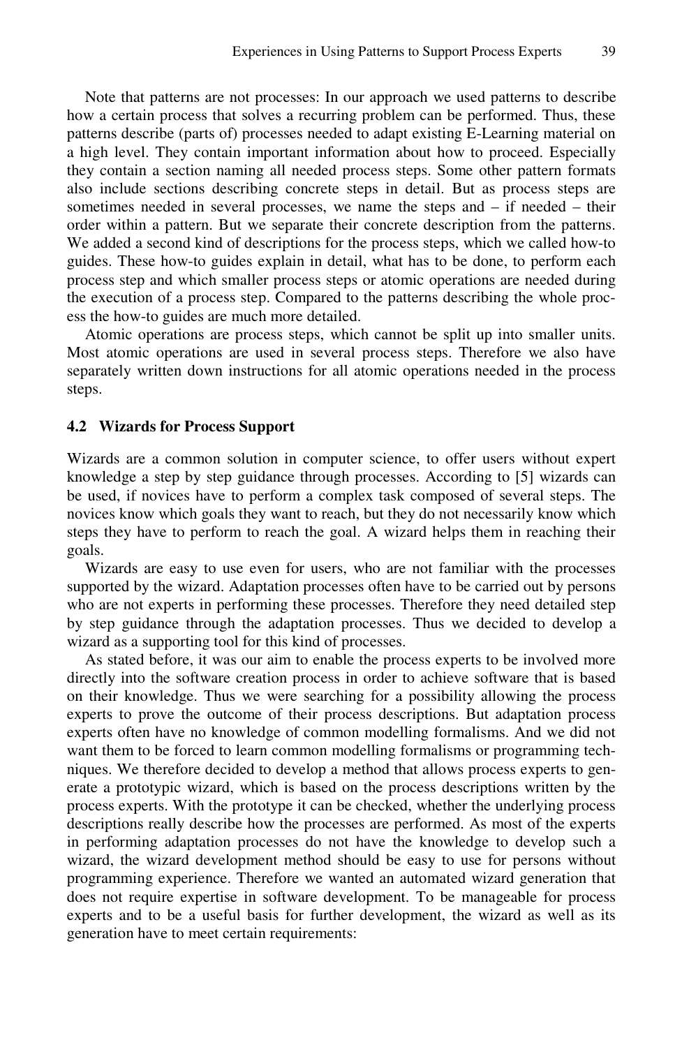Note that patterns are not processes: In our approach we used patterns to describe how a certain process that solves a recurring problem can be performed. Thus, these patterns describe (parts of) processes needed to adapt existing E-Learning material on a high level. They contain important information about how to proceed. Especially they contain a section naming all needed process steps. Some other pattern formats also include sections describing concrete steps in detail. But as process steps are sometimes needed in several processes, we name the steps and – if needed – their order within a pattern. But we separate their concrete description from the patterns. We added a second kind of descriptions for the process steps, which we called how-to guides. These how-to guides explain in detail, what has to be done, to perform each process step and which smaller process steps or atomic operations are needed during the execution of a process step. Compared to the patterns describing the whole process the how-to guides are much more detailed.

Atomic operations are process steps, which cannot be split up into smaller units. Most atomic operations are used in several process steps. Therefore we also have separately written down instructions for all atomic operations needed in the process steps.

### 4.2 Wizards for Process Support

Wizards are a common solution in computer science, to offer users without expert knowledge a step by step guidance through processes. According to [5] wizards can be used, if novices have to perform a complex task composed of several steps. The novices know which goals they want to reach, but they do not necessarily know which steps they have to perform to reach the goal. A wizard helps them in reaching their goals.

Wizards are easy to use even for users, who are not familiar with the processes supported by the wizard. Adaptation processes often have to be carried out by persons who are not experts in performing these processes. Therefore they need detailed step by step guidance through the adaptation processes. Thus we decided to develop a wizard as a supporting tool for this kind of processes.

As stated before, it was our aim to enable the process experts to be involved more directly into the software creation process in order to achieve software that is based on their knowledge. Thus we were searching for a possibility allowing the process experts to prove the outcome of their process descriptions. But adaptation process experts often have no knowledge of common modelling formalisms. And we did not want them to be forced to learn common modelling formalisms or programming techniques. We therefore decided to develop a method that allows process experts to generate a prototypic wizard, which is based on the process descriptions written by the process experts. With the prototype it can be checked, whether the underlying process descriptions really describe how the processes are performed. As most of the experts in performing adaptation processes do not have the knowledge to develop such a wizard, the wizard development method should be easy to use for persons without programming experience. Therefore we wanted an automated wizard generation that does not require expertise in software development. To be manageable for process experts and to be a useful basis for further development, the wizard as well as its generation have to meet certain requirements: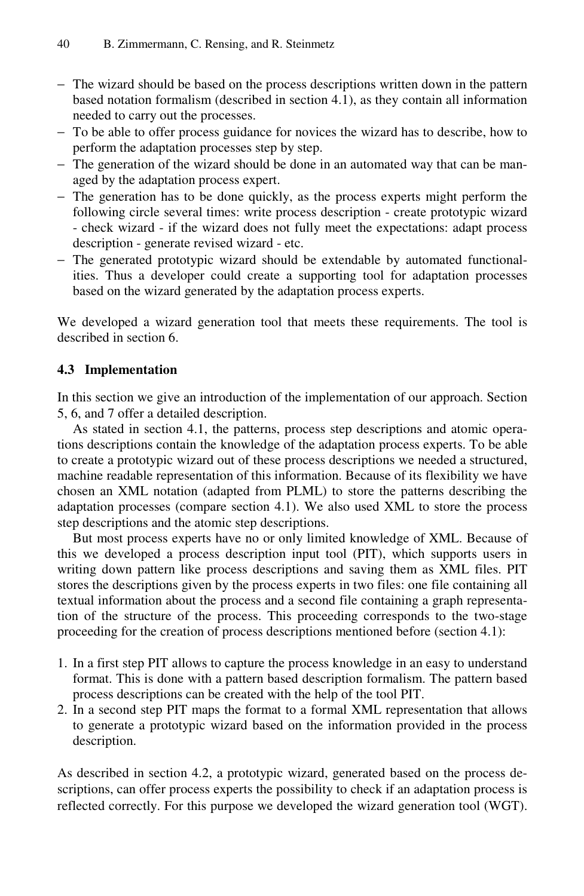- The wizard should be based on the process descriptions written down in the pattern based notation formalism (described in section 4.1), as they contain all information needed to carry out the processes.
- To be able to offer process guidance for novices the wizard has to describe, how to perform the adaptation processes step by step.
- The generation of the wizard should be done in an automated way that can be managed by the adaptation process expert.
- The generation has to be done quickly, as the process experts might perform the following circle several times: write process description - create prototypic wizard - check wizard - if the wizard does not fully meet the expectations: adapt process description - generate revised wizard - etc.
- The generated prototypic wizard should be extendable by automated functionalities. Thus a developer could create a supporting tool for adaptation processes based on the wizard generated by the adaptation process experts.

We developed a wizard generation tool that meets these requirements. The tool is described in section 6.

### 4.3 Implementation

In this section we give an introduction of the implementation of our approach. Section 5, 6, and 7 offer a detailed description.

As stated in section 4.1, the patterns, process step descriptions and atomic operations descriptions contain the knowledge of the adaptation process experts. To be able to create a prototypic wizard out of these process descriptions we needed a structured, machine readable representation of this information. Because of its flexibility we have chosen an XML notation (adapted from PLML) to store the patterns describing the adaptation processes (compare section 4.1). We also used XML to store the process step descriptions and the atomic step descriptions.

But most process experts have no or only limited knowledge of XML. Because of this we developed a process description input tool (PIT), which supports users in writing down pattern like process descriptions and saving them as XML files. PIT stores the descriptions given by the process experts in two files: one file containing all textual information about the process and a second file containing a graph representation of the structure of the process. This proceeding corresponds to the two-stage proceeding for the creation of process descriptions mentioned before (section 4.1):

1. In a first step PIT allows to capture the process knowledge in an easy to understand format. This is done with a pattern based description formalism. The pattern based process descriptions can be created with the help of the tool PIT.
2. In a second step PIT maps the format to a formal XML representation that allows to generate a prototypic wizard based on the information provided in the process description.

As described in section 4.2, a prototypic wizard, generated based on the process descriptions, can offer process experts the possibility to check if an adaptation process is reflected correctly. For this purpose we developed the wizard generation tool (WGT).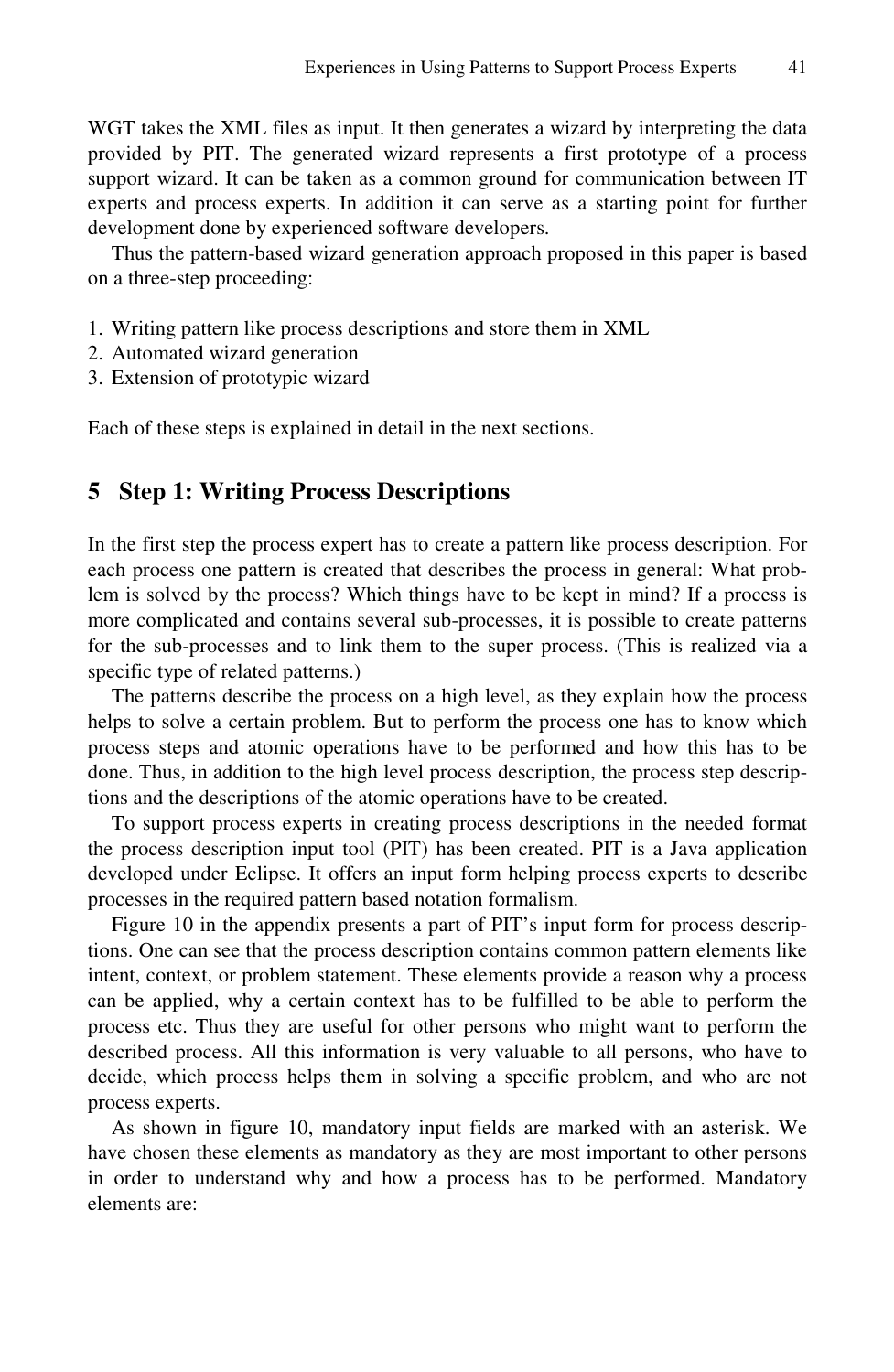WGT takes the XML files as input. It then generates a wizard by interpreting the data provided by PIT. The generated wizard represents a first prototype of a process support wizard. It can be taken as a common ground for communication between IT experts and process experts. In addition it can serve as a starting point for further development done by experienced software developers.

Thus the pattern-based wizard generation approach proposed in this paper is based on a three-step proceeding:

1. Writing pattern like process descriptions and store them in XML
2. Automated wizard generation
3. Extension of prototypic wizard

Each of these steps is explained in detail in the next sections.

## 5 Step 1: Writing Process Descriptions

In the first step the process expert has to create a pattern like process description. For each process one pattern is created that describes the process in general: What problem is solved by the process? Which things have to be kept in mind? If a process is more complicated and contains several sub-processes, it is possible to create patterns for the sub-processes and to link them to the super process. (This is realized via a specific type of related patterns.)

The patterns describe the process on a high level, as they explain how the process helps to solve a certain problem. But to perform the process one has to know which process steps and atomic operations have to be performed and how this has to be done. Thus, in addition to the high level process description, the process step descriptions and the descriptions of the atomic operations have to be created.

To support process experts in creating process descriptions in the needed format the process description input tool (PIT) has been created. PIT is a Java application developed under Eclipse. It offers an input form helping process experts to describe processes in the required pattern based notation formalism.

Figure 10 in the appendix presents a part of PIT's input form for process descriptions. One can see that the process description contains common pattern elements like intent, context, or problem statement. These elements provide a reason why a process can be applied, why a certain context has to be fulfilled to be able to perform the process etc. Thus they are useful for other persons who might want to perform the described process. All this information is very valuable to all persons, who have to decide, which process helps them in solving a specific problem, and who are not process experts.

As shown in figure 10, mandatory input fields are marked with an asterisk. We have chosen these elements as mandatory as they are most important to other persons in order to understand why and how a process has to be performed. Mandatory elements are: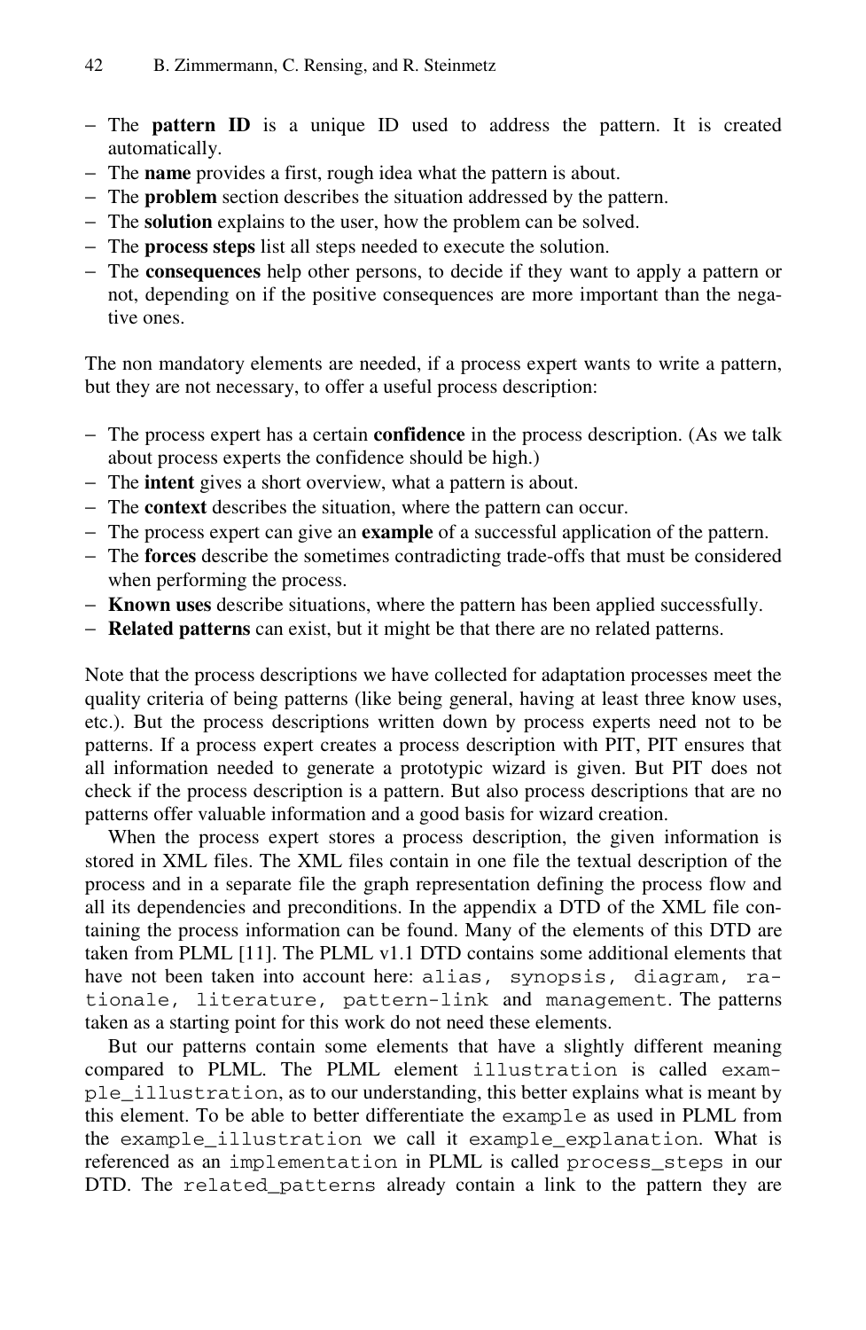- The **pattern ID** is a unique ID used to address the pattern. It is created automatically.
- The **name** provides a first, rough idea what the pattern is about.
- The **problem** section describes the situation addressed by the pattern.
- The **solution** explains to the user, how the problem can be solved.
- The **process steps** list all steps needed to execute the solution.
- The **consequences** help other persons, to decide if they want to apply a pattern or not, depending on if the positive consequences are more important than the negative ones.

The non mandatory elements are needed, if a process expert wants to write a pattern, but they are not necessary, to offer a useful process description:

- The process expert has a certain **confidence** in the process description. (As we talk about process experts the confidence should be high.)
- The **intent** gives a short overview, what a pattern is about.
- The **context** describes the situation, where the pattern can occur.
- The process expert can give an **example** of a successful application of the pattern.
- The **forces** describe the sometimes contradicting trade-offs that must be considered when performing the process.
- **Known uses** describe situations, where the pattern has been applied successfully.
- **Related patterns** can exist, but it might be that there are no related patterns.

Note that the process descriptions we have collected for adaptation processes meet the quality criteria of being patterns (like being general, having at least three know uses, etc.). But the process descriptions written down by process experts need not to be patterns. If a process expert creates a process description with PIT, PIT ensures that all information needed to generate a prototypic wizard is given. But PIT does not check if the process description is a pattern. But also process descriptions that are no patterns offer valuable information and a good basis for wizard creation.

When the process expert stores a process description, the given information is stored in XML files. The XML files contain in one file the textual description of the process and in a separate file the graph representation defining the process flow and all its dependencies and preconditions. In the appendix a DTD of the XML file containing the process information can be found. Many of the elements of this DTD are taken from PLML [11]. The PLML v1.1 DTD contains some additional elements that have not been taken into account here: `alias`, `synopsis`, `diagram`, `rationale`, `literature`, `pattern-link` and `management`. The patterns taken as a starting point for this work do not need these elements.

But our patterns contain some elements that have a slightly different meaning compared to PLML. The PLML element `illustration` is called `example_illustration`, as to our understanding, this better explains what is meant by this element. To be able to better differentiate the `example` as used in PLML from the `example_illustration` we call it `example_explanation`. What is referenced as an `implementation` in PLML is called `process_steps` in our DTD. The `related_patterns` already contain a link to the pattern they are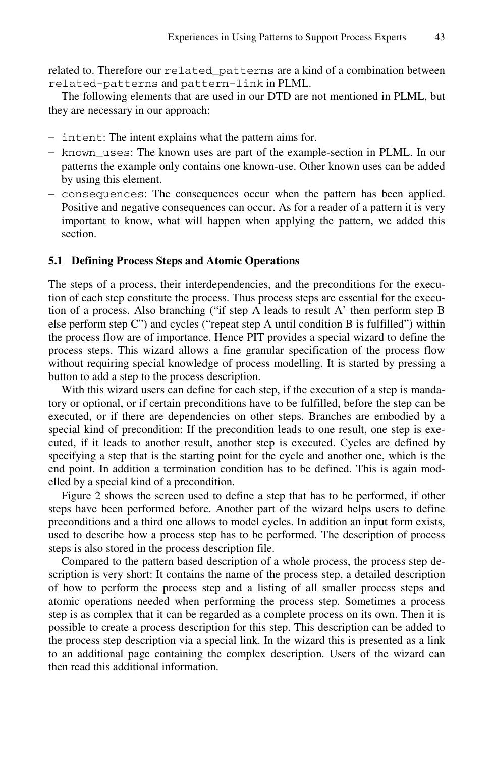related to. Therefore our `related_patterns` are a kind of a combination between `related-patterns` and `pattern-link` in PLML.

The following elements that are used in our DTD are not mentioned in PLML, but they are necessary in our approach:

- `intent`: The intent explains what the pattern aims for.
- `known_uses`: The known uses are part of the example-section in PLML. In our patterns the example only contains one known-use. Other known uses can be added by using this element.
- `consequences`: The consequences occur when the pattern has been applied. Positive and negative consequences can occur. As for a reader of a pattern it is very important to know, what will happen when applying the pattern, we added this section.

### 5.1 Defining Process Steps and Atomic Operations

The steps of a process, their interdependencies, and the preconditions for the execution of each step constitute the process. Thus process steps are essential for the execution of a process. Also branching ("if step A leads to result A' then perform step B else perform step C") and cycles ("repeat step A until condition B is fulfilled") within the process flow are of importance. Hence PIT provides a special wizard to define the process steps. This wizard allows a fine granular specification of the process flow without requiring special knowledge of process modelling. It is started by pressing a button to add a step to the process description.

With this wizard users can define for each step, if the execution of a step is mandatory or optional, or if certain preconditions have to be fulfilled, before the step can be executed, or if there are dependencies on other steps. Branches are embodied by a special kind of precondition: If the precondition leads to one result, one step is executed, if it leads to another result, another step is executed. Cycles are defined by specifying a step that is the starting point for the cycle and another one, which is the end point. In addition a termination condition has to be defined. This is again modelled by a special kind of a precondition.

Figure 2 shows the screen used to define a step that has to be performed, if other steps have been performed before. Another part of the wizard helps users to define preconditions and a third one allows to model cycles. In addition an input form exists, used to describe how a process step has to be performed. The description of process steps is also stored in the process description file.

Compared to the pattern based description of a whole process, the process step description is very short: It contains the name of the process step, a detailed description of how to perform the process step and a listing of all smaller process steps and atomic operations needed when performing the process step. Sometimes a process step is as complex that it can be regarded as a complete process on its own. Then it is possible to create a process description for this step. This description can be added to the process step description via a special link. In the wizard this is presented as a link to an additional page containing the complex description. Users of the wizard can then read this additional information.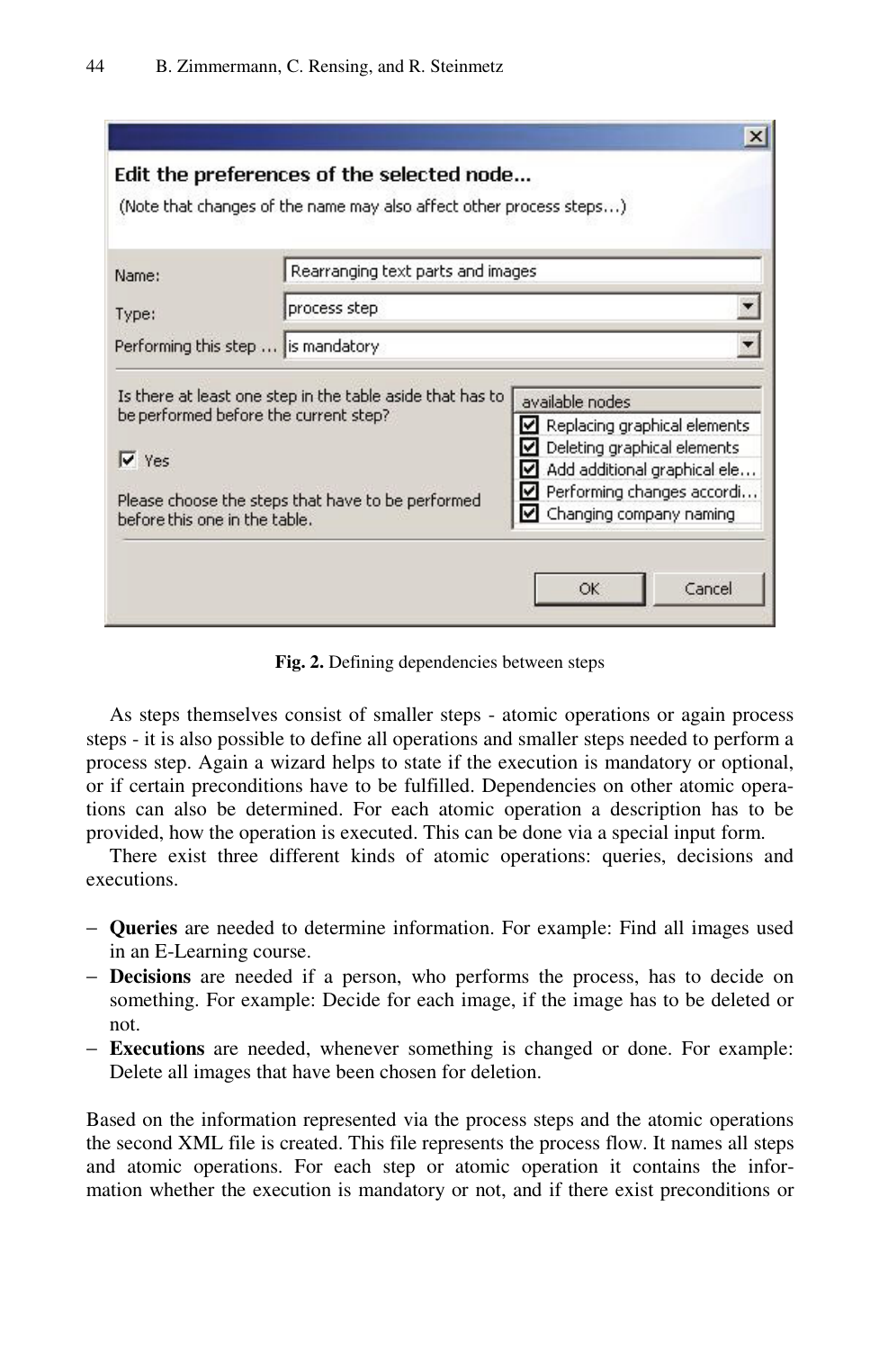Fig. 2. Defining dependencies between steps

As steps themselves consist of smaller steps - atomic operations or again process steps - it is also possible to define all operations and smaller steps needed to perform a process step. Again a wizard helps to state if the execution is mandatory or optional, or if certain preconditions have to be fulfilled. Dependencies on other atomic operations can also be determined. For each atomic operation a description has to be provided, how the operation is executed. This can be done via a special input form.

There exist three different kinds of atomic operations: queries, decisions and executions.

- **Queries** are needed to determine information. For example: Find all images used in an E-Learning course.
- **Decisions** are needed if a person, who performs the process, has to decide on something. For example: Decide for each image, if the image has to be deleted or not.
- **Executions** are needed, whenever something is changed or done. For example: Delete all images that have been chosen for deletion.

Based on the information represented via the process steps and the atomic operations the second XML file is created. This file represents the process flow. It names all steps and atomic operations. For each step or atomic operation it contains the information whether the execution is mandatory or not, and if there exist preconditions or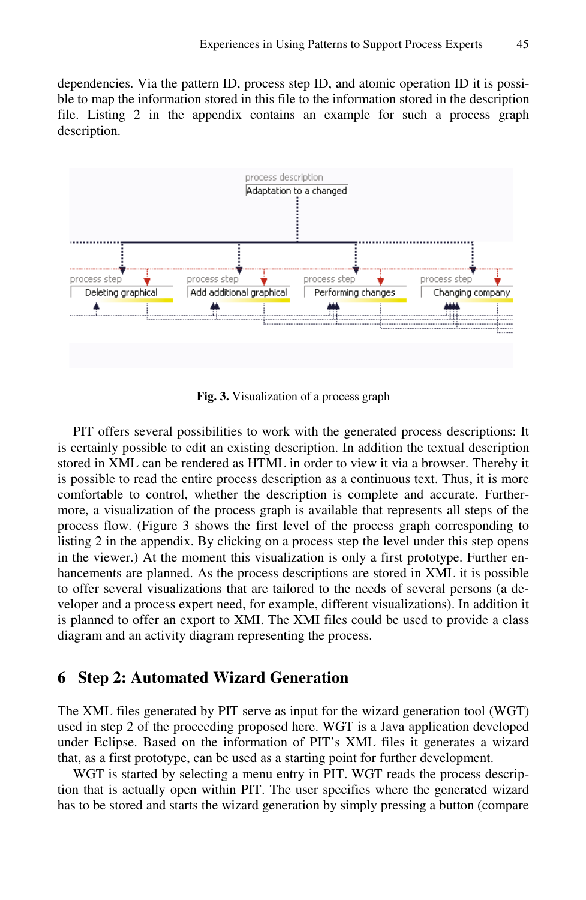dependencies. Via the pattern ID, process step ID, and atomic operation ID it is possible to map the information stored in this file to the information stored in the description file. Listing 2 in the appendix contains an example for such a process graph description.

process description
Adaptation to a changed

process step
Deleting graphical

process step
Add additional graphical

process step
Performing changes

process step
Changing company

**Fig. 3.** Visualization of a process graph

PIT offers several possibilities to work with the generated process descriptions: It is certainly possible to edit an existing description. In addition the textual description stored in XML can be rendered as HTML in order to view it via a browser. Thereby it is possible to read the entire process description as a continuous text. Thus, it is more comfortable to control, whether the description is complete and accurate. Furthermore, a visualization of the process graph is available that represents all steps of the process flow. (Figure 3 shows the first level of the process graph corresponding to listing 2 in the appendix. By clicking on a process step the level under this step opens in the viewer.) At the moment this visualization is only a first prototype. Further enhancements are planned. As the process descriptions are stored in XML it is possible to offer several visualizations that are tailored to the needs of several persons (a developer and a process expert need, for example, different visualizations). In addition it is planned to offer an export to XMI. The XMI files could be used to provide a class diagram and an activity diagram representing the process.

## 6 Step 2: Automated Wizard Generation

The XML files generated by PIT serve as input for the wizard generation tool (WGT) used in step 2 of the proceeding proposed here. WGT is a Java application developed under Eclipse. Based on the information of PIT's XML files it generates a wizard that, as a first prototype, can be used as a starting point for further development.

WGT is started by selecting a menu entry in PIT. WGT reads the process description that is actually open within PIT. The user specifies where the generated wizard has to be stored and starts the wizard generation by simply pressing a button (compare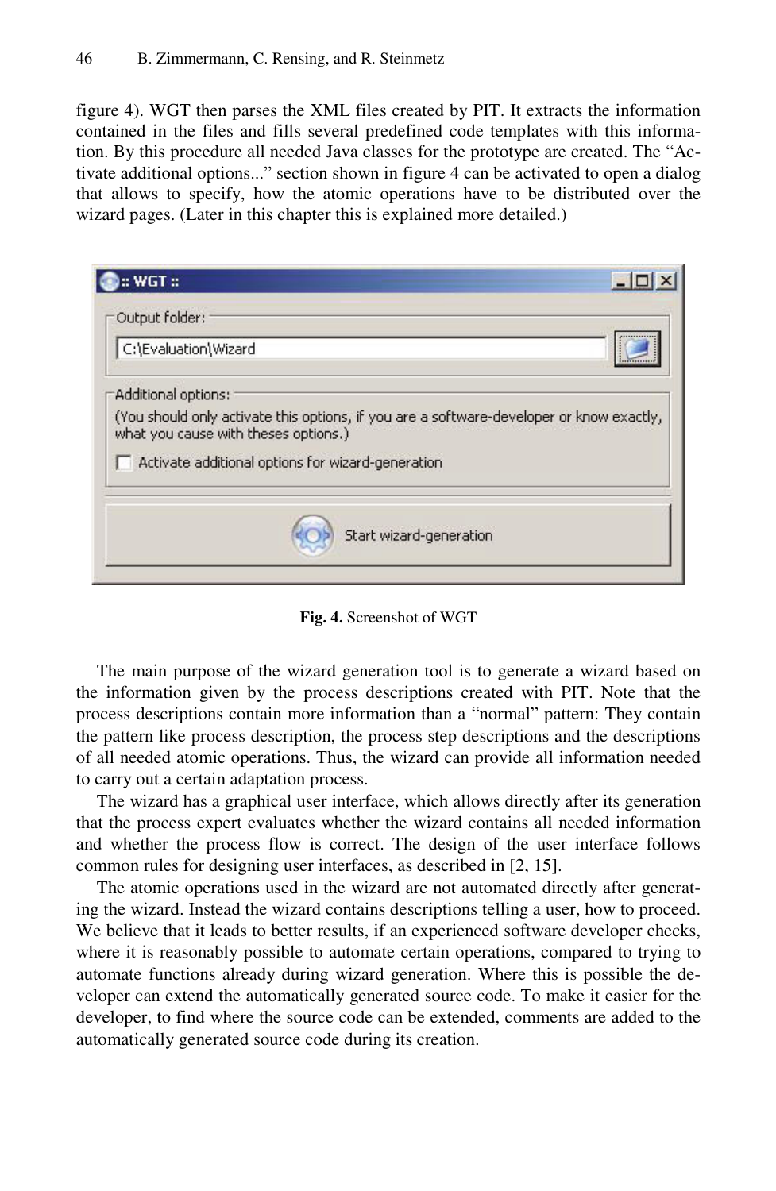figure 4). WGT then parses the XML files created by PIT. It extracts the information contained in the files and fills several predefined code templates with this information. By this procedure all needed Java classes for the prototype are created. The "Activate additional options..." section shown in figure 4 can be activated to open a dialog that allows to specify, how the atomic operations have to be distributed over the wizard pages. (Later in this chapter this is explained more detailed.)

**Fig. 4.** Screenshot of WGT

The main purpose of the wizard generation tool is to generate a wizard based on the information given by the process descriptions created with PIT. Note that the process descriptions contain more information than a "normal" pattern: They contain the pattern like process description, the process step descriptions and the descriptions of all needed atomic operations. Thus, the wizard can provide all information needed to carry out a certain adaptation process.

The wizard has a graphical user interface, which allows directly after its generation that the process expert evaluates whether the wizard contains all needed information and whether the process flow is correct. The design of the user interface follows common rules for designing user interfaces, as described in [2, 15].

The atomic operations used in the wizard are not automated directly after generating the wizard. Instead the wizard contains descriptions telling a user, how to proceed. We believe that it leads to better results, if an experienced software developer checks, where it is reasonably possible to automate certain operations, compared to trying to automate functions already during wizard generation. Where this is possible the developer can extend the automatically generated source code. To make it easier for the developer, to find where the source code can be extended, comments are added to the automatically generated source code during its creation.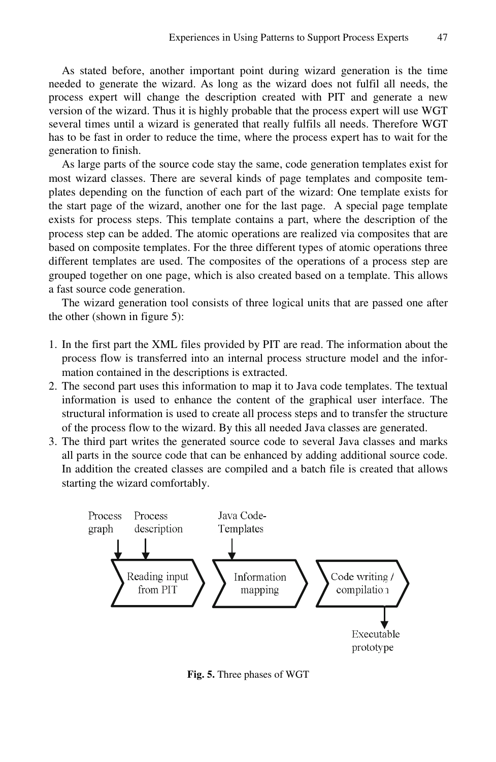As stated before, another important point during wizard generation is the time needed to generate the wizard. As long as the wizard does not fulfil all needs, the process expert will change the description created with PIT and generate a new version of the wizard. Thus it is highly probable that the process expert will use WGT several times until a wizard is generated that really fulfils all needs. Therefore WGT has to be fast in order to reduce the time, where the process expert has to wait for the generation to finish.

As large parts of the source code stay the same, code generation templates exist for most wizard classes. There are several kinds of page templates and composite templates depending on the function of each part of the wizard: One template exists for the start page of the wizard, another one for the last page. A special page template exists for process steps. This template contains a part, where the description of the process step can be added. The atomic operations are realized via composites that are based on composite templates. For the three different types of atomic operations three different templates are used. The composites of the operations of a process step are grouped together on one page, which is also created based on a template. This allows a fast source code generation.

The wizard generation tool consists of three logical units that are passed one after the other (shown in figure 5):

1. In the first part the XML files provided by PIT are read. The information about the process flow is transferred into an internal process structure model and the information contained in the descriptions is extracted.
2. The second part uses this information to map it to Java code templates. The textual information is used to enhance the content of the graphical user interface. The structural information is used to create all process steps and to transfer the structure of the process flow to the wizard. By this all needed Java classes are generated.
3. The third part writes the generated source code to several Java classes and marks all parts in the source code that can be enhanced by adding additional source code. In addition the created classes are compiled and a batch file is created that allows starting the wizard comfortably.

Process graph

Process description

Java Code-Templates

Reading input from PIT

Information mapping

Code writing / compilation

Executable prototype

**Fig. 5.** Three phases of WGT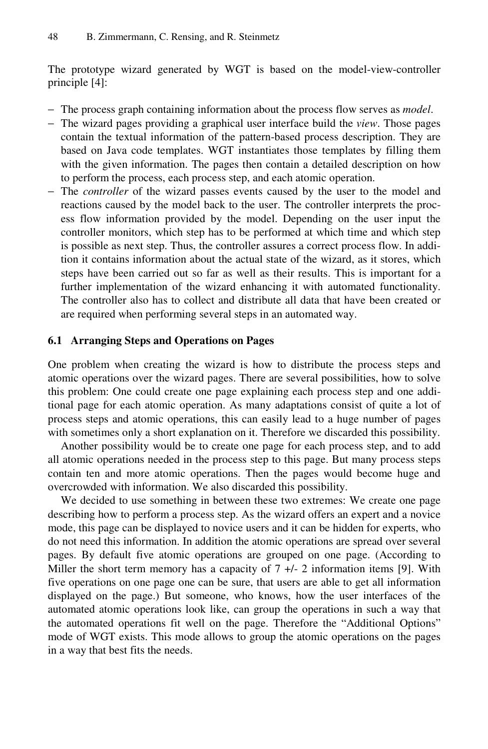The prototype wizard generated by WGT is based on the model-view-controller principle [4]:

- The process graph containing information about the process flow serves as *model*.
- The wizard pages providing a graphical user interface build the *view*. Those pages contain the textual information of the pattern-based process description. They are based on Java code templates. WGT instantiates those templates by filling them with the given information. The pages then contain a detailed description on how to perform the process, each process step, and each atomic operation.
- The *controller* of the wizard passes events caused by the user to the model and reactions caused by the model back to the user. The controller interprets the process flow information provided by the model. Depending on the user input the controller monitors, which step has to be performed at which time and which step is possible as next step. Thus, the controller assures a correct process flow. In addition it contains information about the actual state of the wizard, as it stores, which steps have been carried out so far as well as their results. This is important for a further implementation of the wizard enhancing it with automated functionality. The controller also has to collect and distribute all data that have been created or are required when performing several steps in an automated way.

### 6.1 Arranging Steps and Operations on Pages

One problem when creating the wizard is how to distribute the process steps and atomic operations over the wizard pages. There are several possibilities, how to solve this problem: One could create one page explaining each process step and one additional page for each atomic operation. As many adaptations consist of quite a lot of process steps and atomic operations, this can easily lead to a huge number of pages with sometimes only a short explanation on it. Therefore we discarded this possibility.

Another possibility would be to create one page for each process step, and to add all atomic operations needed in the process step to this page. But many process steps contain ten and more atomic operations. Then the pages would become huge and overcrowded with information. We also discarded this possibility.

We decided to use something in between these two extremes: We create one page describing how to perform a process step. As the wizard offers an expert and a novice mode, this page can be displayed to novice users and it can be hidden for experts, who do not need this information. In addition the atomic operations are spread over several pages. By default five atomic operations are grouped on one page. (According to Miller the short term memory has a capacity of 7 +/- 2 information items [9]. With five operations on one page one can be sure, that users are able to get all information displayed on the page.) But someone, who knows, how the user interfaces of the automated atomic operations look like, can group the operations in such a way that the automated operations fit well on the page. Therefore the "Additional Options" mode of WGT exists. This mode allows to group the atomic operations on the pages in a way that best fits the needs.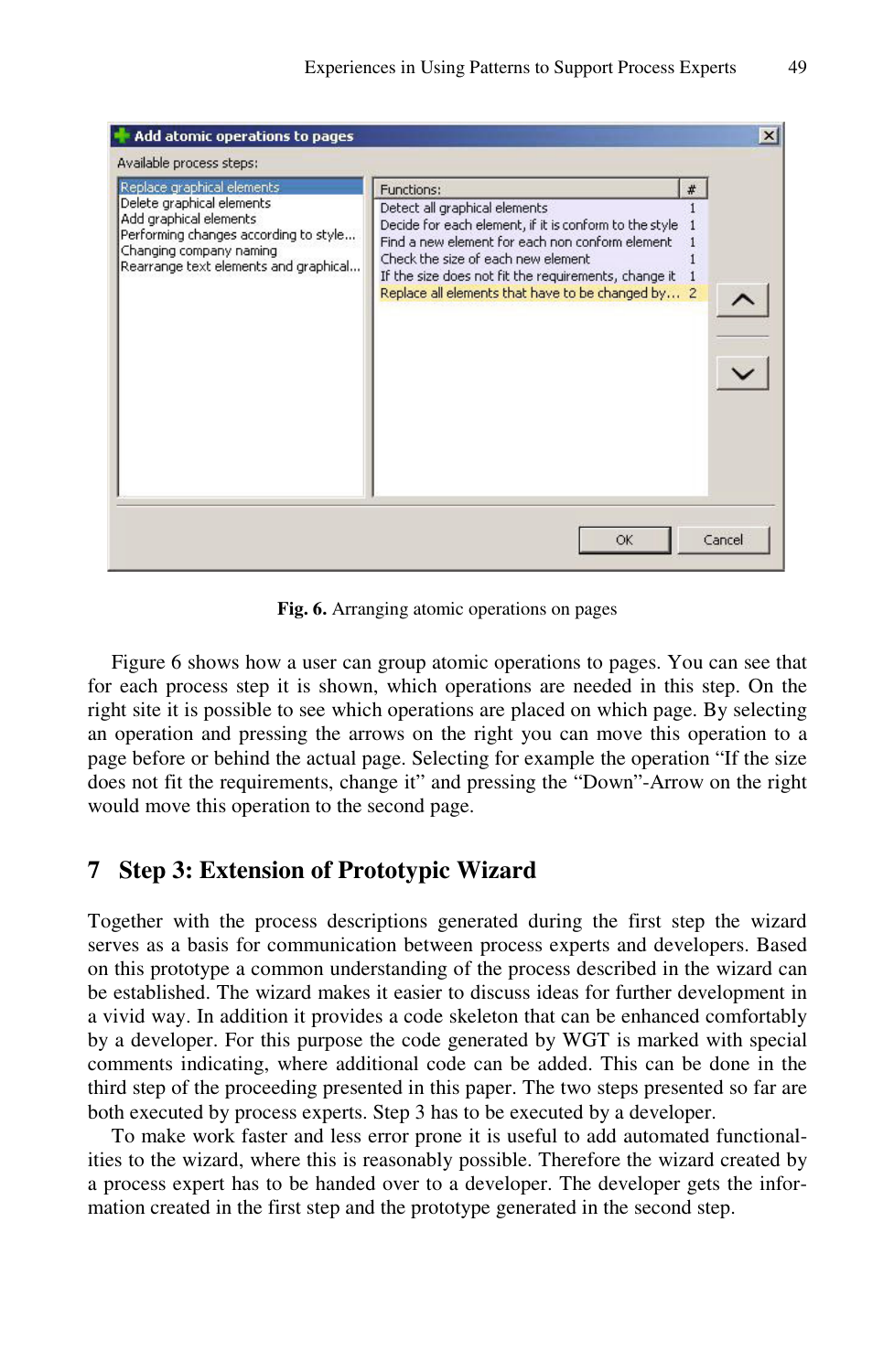**Fig. 6.** Arranging atomic operations on pages

Figure 6 shows how a user can group atomic operations to pages. You can see that for each process step it is shown, which operations are needed in this step. On the right site it is possible to see which operations are placed on which page. By selecting an operation and pressing the arrows on the right you can move this operation to a page before or behind the actual page. Selecting for example the operation "If the size does not fit the requirements, change it" and pressing the "Down"-Arrow on the right would move this operation to the second page.

## 7 Step 3: Extension of Prototypic Wizard

Together with the process descriptions generated during the first step the wizard serves as a basis for communication between process experts and developers. Based on this prototype a common understanding of the process described in the wizard can be established. The wizard makes it easier to discuss ideas for further development in a vivid way. In addition it provides a code skeleton that can be enhanced comfortably by a developer. For this purpose the code generated by WGT is marked with special comments indicating, where additional code can be added. This can be done in the third step of the proceeding presented in this paper. The two steps presented so far are both executed by process experts. Step 3 has to be executed by a developer.

To make work faster and less error prone it is useful to add automated functionalities to the wizard, where this is reasonably possible. Therefore the wizard created by a process expert has to be handed over to a developer. The developer gets the information created in the first step and the prototype generated in the second step.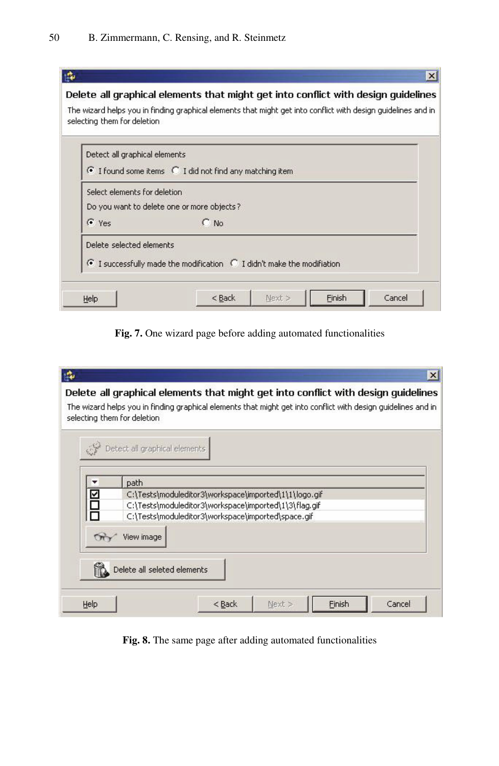**Fig. 7.** One wizard page before adding automated functionalities

**Fig. 8.** The same page after adding automated functionalities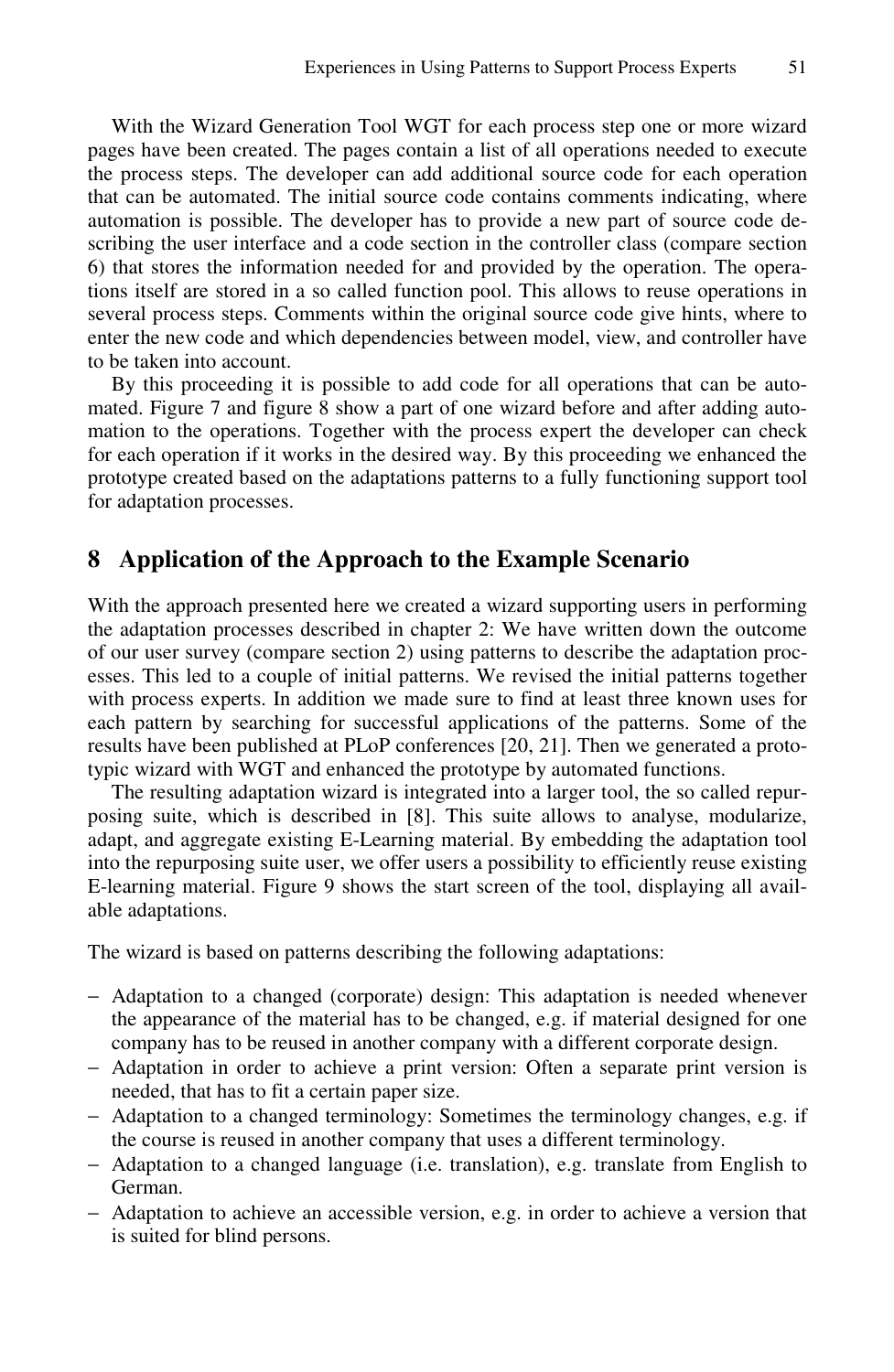With the Wizard Generation Tool WGT for each process step one or more wizard pages have been created. The pages contain a list of all operations needed to execute the process steps. The developer can add additional source code for each operation that can be automated. The initial source code contains comments indicating, where automation is possible. The developer has to provide a new part of source code describing the user interface and a code section in the controller class (compare section 6) that stores the information needed for and provided by the operation. The operations itself are stored in a so called function pool. This allows to reuse operations in several process steps. Comments within the original source code give hints, where to enter the new code and which dependencies between model, view, and controller have to be taken into account.

By this proceeding it is possible to add code for all operations that can be automated. Figure 7 and figure 8 show a part of one wizard before and after adding automation to the operations. Together with the process expert the developer can check for each operation if it works in the desired way. By this proceeding we enhanced the prototype created based on the adaptations patterns to a fully functioning support tool for adaptation processes.

## 8 Application of the Approach to the Example Scenario

With the approach presented here we created a wizard supporting users in performing the adaptation processes described in chapter 2: We have written down the outcome of our user survey (compare section 2) using patterns to describe the adaptation processes. This led to a couple of initial patterns. We revised the initial patterns together with process experts. In addition we made sure to find at least three known uses for each pattern by searching for successful applications of the patterns. Some of the results have been published at PLoP conferences [20, 21]. Then we generated a prototypic wizard with WGT and enhanced the prototype by automated functions.

The resulting adaptation wizard is integrated into a larger tool, the so called repurposing suite, which is described in [8]. This suite allows to analyse, modularize, adapt, and aggregate existing E-Learning material. By embedding the adaptation tool into the repurposing suite user, we offer users a possibility to efficiently reuse existing E-learning material. Figure 9 shows the start screen of the tool, displaying all available adaptations.

The wizard is based on patterns describing the following adaptations:

- Adaptation to a changed (corporate) design: This adaptation is needed whenever the appearance of the material has to be changed, e.g. if material designed for one company has to be reused in another company with a different corporate design.
- Adaptation in order to achieve a print version: Often a separate print version is needed, that has to fit a certain paper size.
- Adaptation to a changed terminology: Sometimes the terminology changes, e.g. if the course is reused in another company that uses a different terminology.
- Adaptation to a changed language (i.e. translation), e.g. translate from English to German.
- Adaptation to achieve an accessible version, e.g. in order to achieve a version that is suited for blind persons.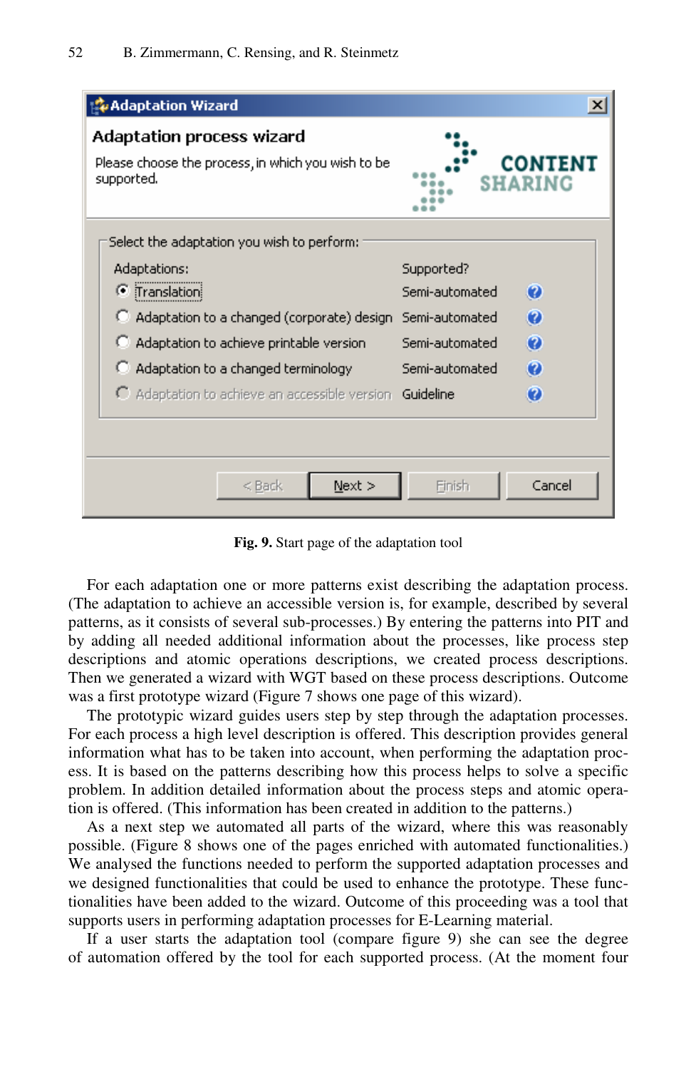Fig. 9. Start page of the adaptation tool

For each adaptation one or more patterns exist describing the adaptation process. (The adaptation to achieve an accessible version is, for example, described by several patterns, as it consists of several sub-processes.) By entering the patterns into PIT and by adding all needed additional information about the processes, like process step descriptions and atomic operations descriptions, we created process descriptions. Then we generated a wizard with WGT based on these process descriptions. Outcome was a first prototype wizard (Figure 7 shows one page of this wizard).

The prototypic wizard guides users step by step through the adaptation processes. For each process a high level description is offered. This description provides general information what has to be taken into account, when performing the adaptation process. It is based on the patterns describing how this process helps to solve a specific problem. In addition detailed information about the process steps and atomic operation is offered. (This information has been created in addition to the patterns.)

As a next step we automated all parts of the wizard, where this was reasonably possible. (Figure 8 shows one of the pages enriched with automated functionalities.) We analysed the functions needed to perform the supported adaptation processes and we designed functionalities that could be used to enhance the prototype. These functionalities have been added to the wizard. Outcome of this proceeding was a tool that supports users in performing adaptation processes for E-Learning material.

If a user starts the adaptation tool (compare figure 9) she can see the degree of automation offered by the tool for each supported process. (At the moment four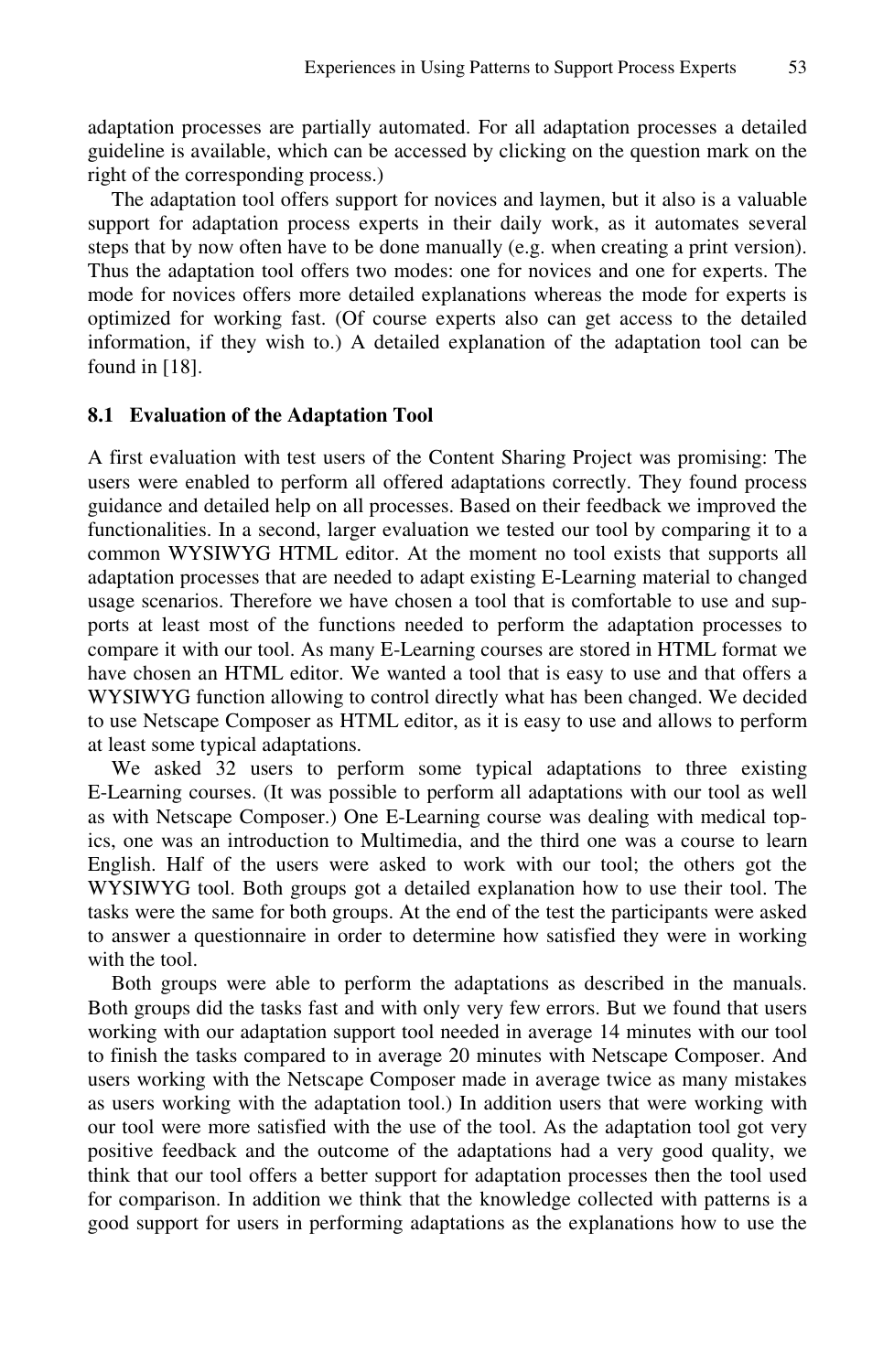adaptation processes are partially automated. For all adaptation processes a detailed guideline is available, which can be accessed by clicking on the question mark on the right of the corresponding process.)

The adaptation tool offers support for novices and laymen, but it also is a valuable support for adaptation process experts in their daily work, as it automates several steps that by now often have to be done manually (e.g. when creating a print version). Thus the adaptation tool offers two modes: one for novices and one for experts. The mode for novices offers more detailed explanations whereas the mode for experts is optimized for working fast. (Of course experts also can get access to the detailed information, if they wish to.) A detailed explanation of the adaptation tool can be found in [18].

### 8.1 Evaluation of the Adaptation Tool

A first evaluation with test users of the Content Sharing Project was promising: The users were enabled to perform all offered adaptations correctly. They found process guidance and detailed help on all processes. Based on their feedback we improved the functionalities. In a second, larger evaluation we tested our tool by comparing it to a common WYSIWYG HTML editor. At the moment no tool exists that supports all adaptation processes that are needed to adapt existing E-Learning material to changed usage scenarios. Therefore we have chosen a tool that is comfortable to use and supports at least most of the functions needed to perform the adaptation processes to compare it with our tool. As many E-Learning courses are stored in HTML format we have chosen an HTML editor. We wanted a tool that is easy to use and that offers a WYSIWYG function allowing to control directly what has been changed. We decided to use Netscape Composer as HTML editor, as it is easy to use and allows to perform at least some typical adaptations.

We asked 32 users to perform some typical adaptations to three existing E-Learning courses. (It was possible to perform all adaptations with our tool as well as with Netscape Composer.) One E-Learning course was dealing with medical topics, one was an introduction to Multimedia, and the third one was a course to learn English. Half of the users were asked to work with our tool; the others got the WYSIWYG tool. Both groups got a detailed explanation how to use their tool. The tasks were the same for both groups. At the end of the test the participants were asked to answer a questionnaire in order to determine how satisfied they were in working with the tool.

Both groups were able to perform the adaptations as described in the manuals. Both groups did the tasks fast and with only very few errors. But we found that users working with our adaptation support tool needed in average 14 minutes with our tool to finish the tasks compared to in average 20 minutes with Netscape Composer. And users working with the Netscape Composer made in average twice as many mistakes as users working with the adaptation tool.) In addition users that were working with our tool were more satisfied with the use of the tool. As the adaptation tool got very positive feedback and the outcome of the adaptations had a very good quality, we think that our tool offers a better support for adaptation processes then the tool used for comparison. In addition we think that the knowledge collected with patterns is a good support for users in performing adaptations as the explanations how to use the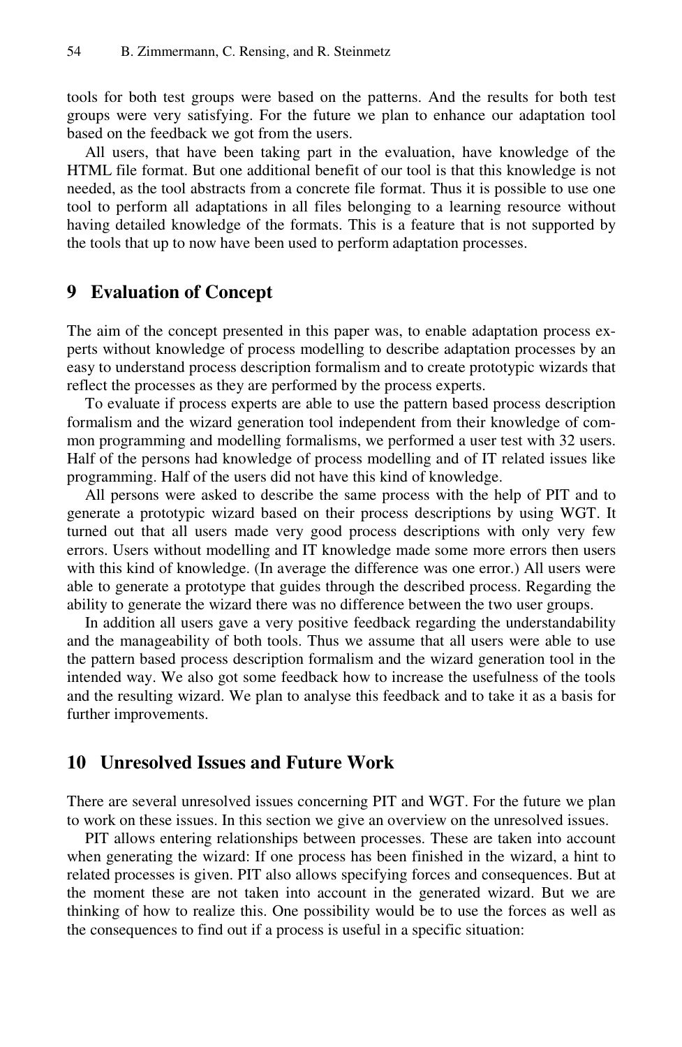tools for both test groups were based on the patterns. And the results for both test groups were very satisfying. For the future we plan to enhance our adaptation tool based on the feedback we got from the users.

All users, that have been taking part in the evaluation, have knowledge of the HTML file format. But one additional benefit of our tool is that this knowledge is not needed, as the tool abstracts from a concrete file format. Thus it is possible to use one tool to perform all adaptations in all files belonging to a learning resource without having detailed knowledge of the formats. This is a feature that is not supported by the tools that up to now have been used to perform adaptation processes.

## 9 Evaluation of Concept

The aim of the concept presented in this paper was, to enable adaptation process experts without knowledge of process modelling to describe adaptation processes by an easy to understand process description formalism and to create prototypic wizards that reflect the processes as they are performed by the process experts.

To evaluate if process experts are able to use the pattern based process description formalism and the wizard generation tool independent from their knowledge of common programming and modelling formalisms, we performed a user test with 32 users. Half of the persons had knowledge of process modelling and of IT related issues like programming. Half of the users did not have this kind of knowledge.

All persons were asked to describe the same process with the help of PIT and to generate a prototypic wizard based on their process descriptions by using WGT. It turned out that all users made very good process descriptions with only very few errors. Users without modelling and IT knowledge made some more errors then users with this kind of knowledge. (In average the difference was one error.) All users were able to generate a prototype that guides through the described process. Regarding the ability to generate the wizard there was no difference between the two user groups.

In addition all users gave a very positive feedback regarding the understandability and the manageability of both tools. Thus we assume that all users were able to use the pattern based process description formalism and the wizard generation tool in the intended way. We also got some feedback how to increase the usefulness of the tools and the resulting wizard. We plan to analyse this feedback and to take it as a basis for further improvements.

## 10 Unresolved Issues and Future Work

There are several unresolved issues concerning PIT and WGT. For the future we plan to work on these issues. In this section we give an overview on the unresolved issues.

PIT allows entering relationships between processes. These are taken into account when generating the wizard: If one process has been finished in the wizard, a hint to related processes is given. PIT also allows specifying forces and consequences. But at the moment these are not taken into account in the generated wizard. But we are thinking of how to realize this. One possibility would be to use the forces as well as the consequences to find out if a process is useful in a specific situation: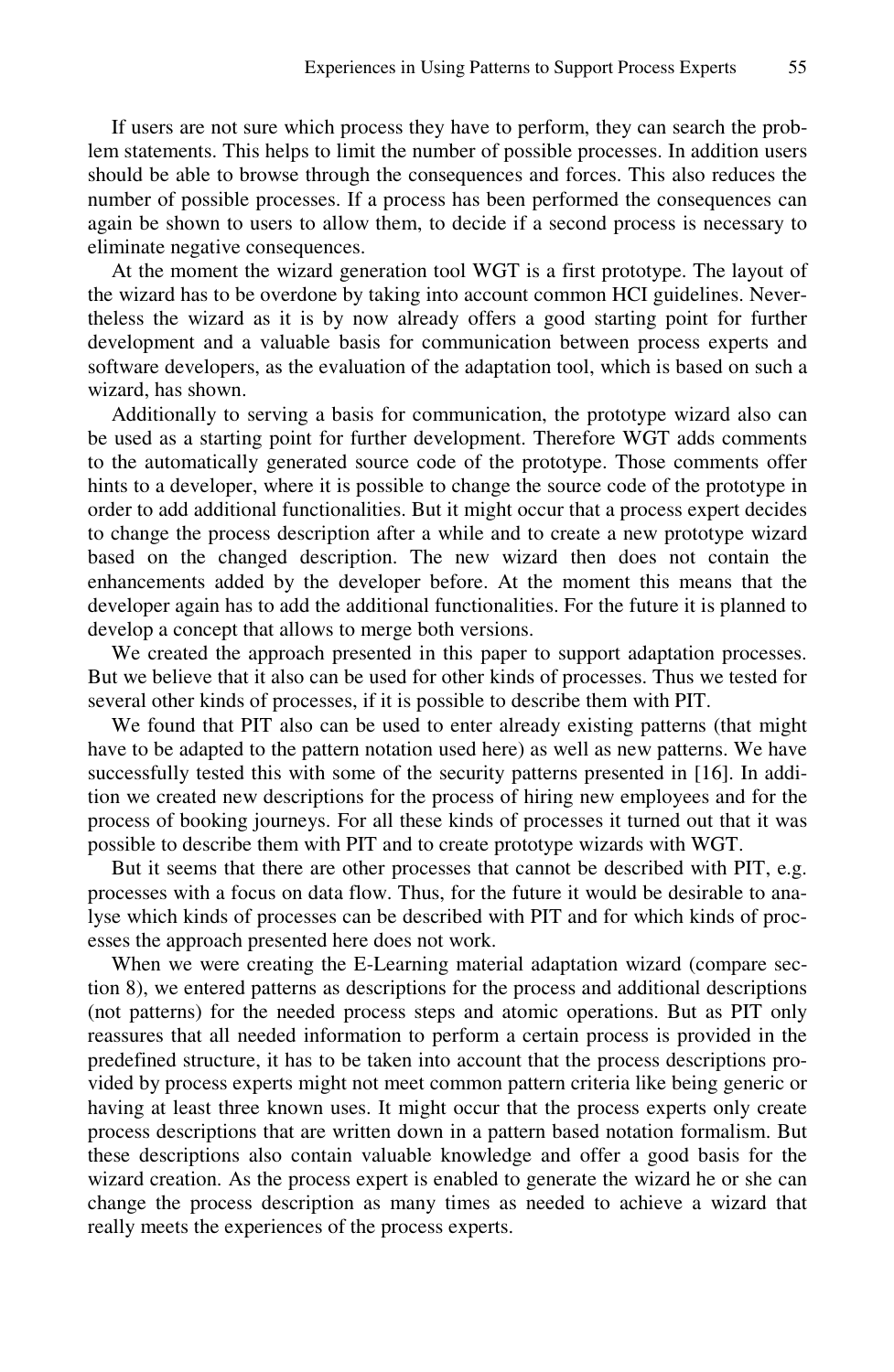If users are not sure which process they have to perform, they can search the problem statements. This helps to limit the number of possible processes. In addition users should be able to browse through the consequences and forces. This also reduces the number of possible processes. If a process has been performed the consequences can again be shown to users to allow them, to decide if a second process is necessary to eliminate negative consequences.

At the moment the wizard generation tool WGT is a first prototype. The layout of the wizard has to be overdone by taking into account common HCI guidelines. Nevertheless the wizard as it is by now already offers a good starting point for further development and a valuable basis for communication between process experts and software developers, as the evaluation of the adaptation tool, which is based on such a wizard, has shown.

Additionally to serving a basis for communication, the prototype wizard also can be used as a starting point for further development. Therefore WGT adds comments to the automatically generated source code of the prototype. Those comments offer hints to a developer, where it is possible to change the source code of the prototype in order to add additional functionalities. But it might occur that a process expert decides to change the process description after a while and to create a new prototype wizard based on the changed description. The new wizard then does not contain the enhancements added by the developer before. At the moment this means that the developer again has to add the additional functionalities. For the future it is planned to develop a concept that allows to merge both versions.

We created the approach presented in this paper to support adaptation processes. But we believe that it also can be used for other kinds of processes. Thus we tested for several other kinds of processes, if it is possible to describe them with PIT.

We found that PIT also can be used to enter already existing patterns (that might have to be adapted to the pattern notation used here) as well as new patterns. We have successfully tested this with some of the security patterns presented in [16]. In addition we created new descriptions for the process of hiring new employees and for the process of booking journeys. For all these kinds of processes it turned out that it was possible to describe them with PIT and to create prototype wizards with WGT.

But it seems that there are other processes that cannot be described with PIT, e.g. processes with a focus on data flow. Thus, for the future it would be desirable to analyse which kinds of processes can be described with PIT and for which kinds of processes the approach presented here does not work.

When we were creating the E-Learning material adaptation wizard (compare section 8), we entered patterns as descriptions for the process and additional descriptions (not patterns) for the needed process steps and atomic operations. But as PIT only reassures that all needed information to perform a certain process is provided in the predefined structure, it has to be taken into account that the process descriptions provided by process experts might not meet common pattern criteria like being generic or having at least three known uses. It might occur that the process experts only create process descriptions that are written down in a pattern based notation formalism. But these descriptions also contain valuable knowledge and offer a good basis for the wizard creation. As the process expert is enabled to generate the wizard he or she can change the process description as many times as needed to achieve a wizard that really meets the experiences of the process experts.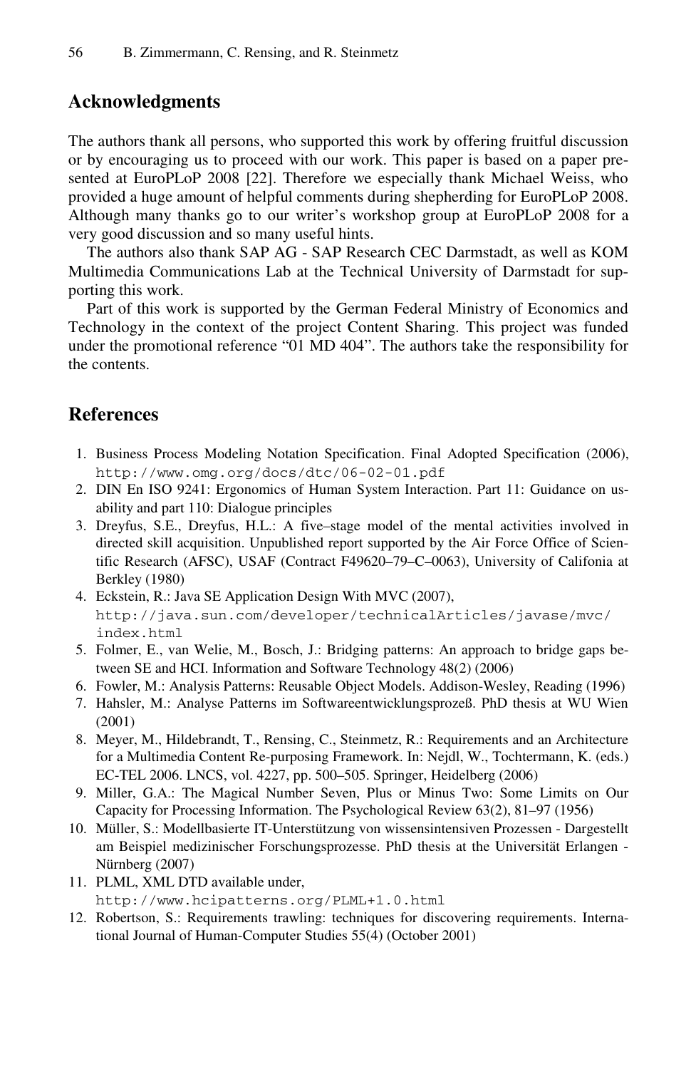## Acknowledgments

The authors thank all persons, who supported this work by offering fruitful discussion or by encouraging us to proceed with our work. This paper is based on a paper presented at EuroPLoP 2008 [22]. Therefore we especially thank Michael Weiss, who provided a huge amount of helpful comments during shepherding for EuroPLoP 2008. Although many thanks go to our writer's workshop group at EuroPLoP 2008 for a very good discussion and so many useful hints.

The authors also thank SAP AG - SAP Research CEC Darmstadt, as well as KOM Multimedia Communications Lab at the Technical University of Darmstadt for supporting this work.

Part of this work is supported by the German Federal Ministry of Economics and Technology in the context of the project Content Sharing. This project was funded under the promotional reference "01 MD 404". The authors take the responsibility for the contents.

## References

1. Business Process Modeling Notation Specification. Final Adopted Specification (2006), http://www.omg.org/docs/dtc/06-02-01.pdf
2. DIN En ISO 9241: Ergonomics of Human System Interaction. Part 11: Guidance on usability and part 110: Dialogue principles
3. Dreyfus, S.E., Dreyfus, H.L.: A five–stage model of the mental activities involved in directed skill acquisition. Unpublished report supported by the Air Force Office of Scientific Research (AFSC), USAF (Contract F49620–79–C–0063), University of Califonia at Berkley (1980)
4. Eckstein, R.: Java SE Application Design With MVC (2007), http://java.sun.com/developer/technicalArticles/javase/mvc/index.html
5. Folmer, E., van Welie, M., Bosch, J.: Bridging patterns: An approach to bridge gaps between SE and HCI. Information and Software Technology 48(2) (2006)
6. Fowler, M.: Analysis Patterns: Reusable Object Models. Addison-Wesley, Reading (1996)
7. Hahsler, M.: Analyse Patterns im Softwareentwicklungsprozeß. PhD thesis at WU Wien (2001)
8. Meyer, M., Hildebrandt, T., Rensing, C., Steinmetz, R.: Requirements and an Architecture for a Multimedia Content Re-purposing Framework. In: Nejdl, W., Tochtermann, K. (eds.) EC-TEL 2006. LNCS, vol. 4227, pp. 500–505. Springer, Heidelberg (2006)
9. Miller, G.A.: The Magical Number Seven, Plus or Minus Two: Some Limits on Our Capacity for Processing Information. The Psychological Review 63(2), 81–97 (1956)
10. Müller, S.: Modellbasierte IT-Unterstützung von wissensintensiven Prozessen - Dargestellt am Beispiel medizinischer Forschungsprozesse. PhD thesis at the Universität Erlangen - Nürnberg (2007)
11. PLML, XML DTD available under, http://www.hcipatterns.org/PLML+1.0.html
12. Robertson, S.: Requirements trawling: techniques for discovering requirements. International Journal of Human-Computer Studies 55(4) (October 2001)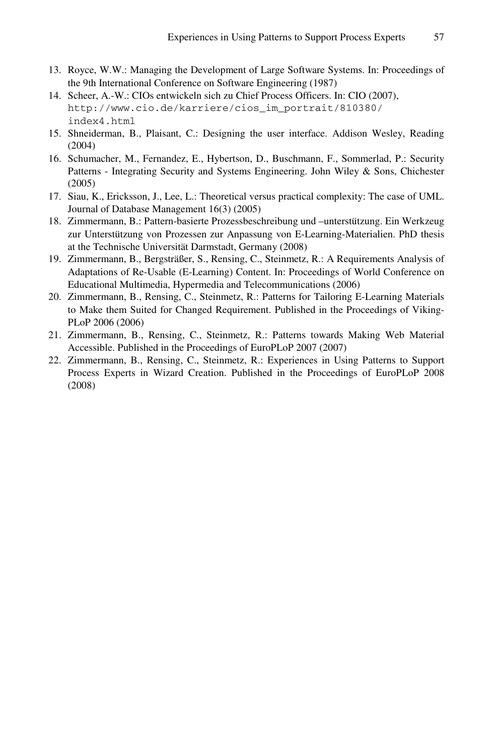13. Royce, W.W.: Managing the Development of Large Software Systems. In: Proceedings of the 9th International Conference on Software Engineering (1987)
14. Scheer, A.-W.: CIOs entwickeln sich zu Chief Process Officers. In: CIO (2007), `http://www.cio.de/karriere/cios_im_portrait/810380/index4.html`
15. Shneiderman, B., Plaisant, C.: Designing the user interface. Addison Wesley, Reading (2004)
16. Schumacher, M., Fernandez, E., Hybertson, D., Buschmann, F., Sommerlad, P.: Security Patterns - Integrating Security and Systems Engineering. John Wiley & Sons, Chichester (2005)
17. Siau, K., Ericksson, J., Lee, L.: Theoretical versus practical complexity: The case of UML. Journal of Database Management 16(3) (2005)
18. Zimmermann, B.: Pattern-basierte Prozessbeschreibung und –unterstützung. Ein Werkzeug zur Unterstützung von Prozessen zur Anpassung von E-Learning-Materialien. PhD thesis at the Technische Universität Darmstadt, Germany (2008)
19. Zimmermann, B., Bergsträßer, S., Rensing, C., Steinmetz, R.: A Requirements Analysis of Adaptations of Re-Usable (E-Learning) Content. In: Proceedings of World Conference on Educational Multimedia, Hypermedia and Telecommunications (2006)
20. Zimmermann, B., Rensing, C., Steinmetz, R.: Patterns for Tailoring E-Learning Materials to Make them Suited for Changed Requirement. Published in the Proceedings of Viking-PLoP 2006 (2006)
21. Zimmermann, B., Rensing, C., Steinmetz, R.: Patterns towards Making Web Material Accessible. Published in the Proceedings of EuroPLoP 2007 (2007)
22. Zimmermann, B., Rensing, C., Steinmetz, R.: Experiences in Using Patterns to Support Process Experts in Wizard Creation. Published in the Proceedings of EuroPLoP 2008 (2008)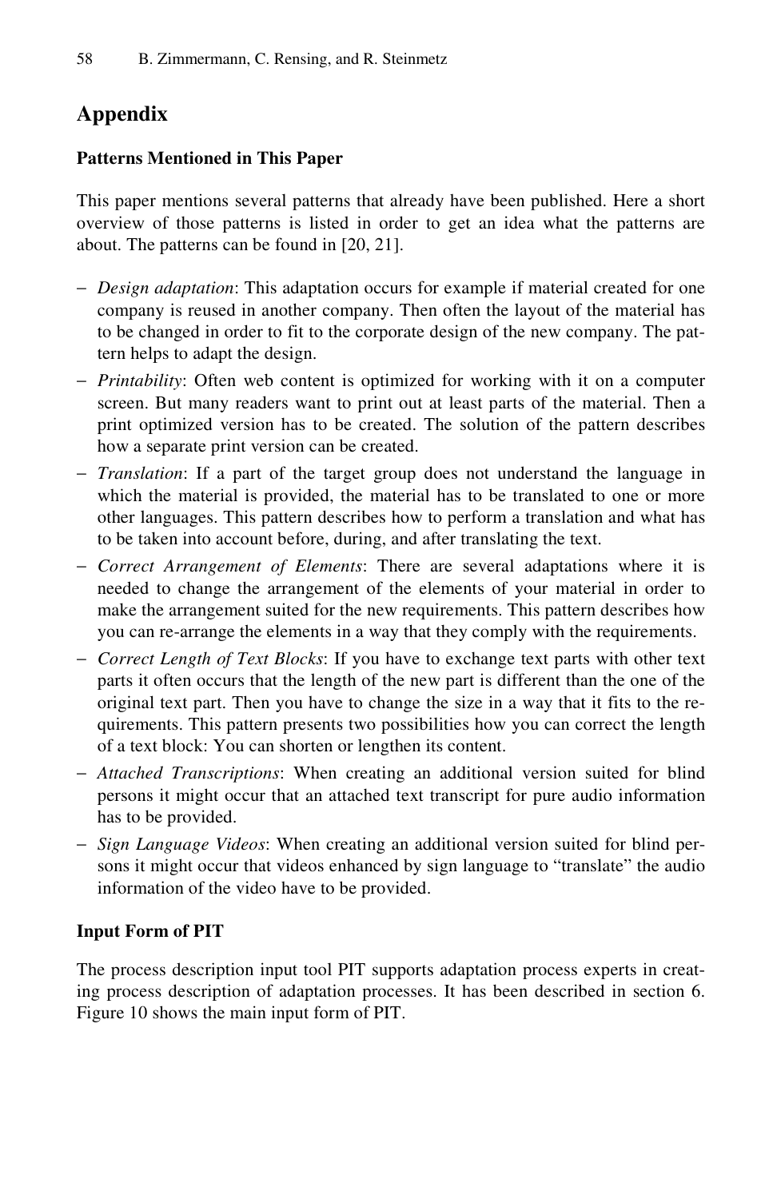# Appendix

### Patterns Mentioned in This Paper

This paper mentions several patterns that already have been published. Here a short overview of those patterns is listed in order to get an idea what the patterns are about. The patterns can be found in [20, 21].

- *Design adaptation*: This adaptation occurs for example if material created for one company is reused in another company. Then often the layout of the material has to be changed in order to fit to the corporate design of the new company. The pattern helps to adapt the design.
- *Printability*: Often web content is optimized for working with it on a computer screen. But many readers want to print out at least parts of the material. Then a print optimized version has to be created. The solution of the pattern describes how a separate print version can be created.
- *Translation*: If a part of the target group does not understand the language in which the material is provided, the material has to be translated to one or more other languages. This pattern describes how to perform a translation and what has to be taken into account before, during, and after translating the text.
- *Correct Arrangement of Elements*: There are several adaptations where it is needed to change the arrangement of the elements of your material in order to make the arrangement suited for the new requirements. This pattern describes how you can re-arrange the elements in a way that they comply with the requirements.
- *Correct Length of Text Blocks*: If you have to exchange text parts with other text parts it often occurs that the length of the new part is different than the one of the original text part. Then you have to change the size in a way that it fits to the requirements. This pattern presents two possibilities how you can correct the length of a text block: You can shorten or lengthen its content.
- *Attached Transcriptions*: When creating an additional version suited for blind persons it might occur that an attached text transcript for pure audio information has to be provided.
- *Sign Language Videos*: When creating an additional version suited for blind persons it might occur that videos enhanced by sign language to "translate" the audio information of the video have to be provided.

### Input Form of PIT

The process description input tool PIT supports adaptation process experts in creating process description of adaptation processes. It has been described in section 6. Figure 10 shows the main input form of PIT.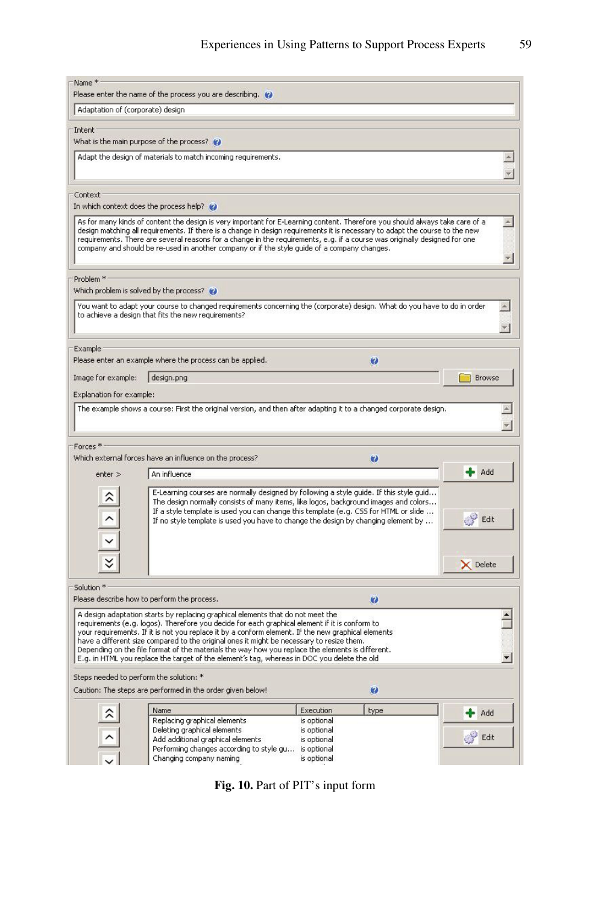Name *

Please enter the name of the process you are describing.

Adaptation of (corporate) design

Intent

What is the main purpose of the process?

Adapt the design of materials to match incoming requirements.

Context

In which context does the process help?

As for many kinds of content the design is very important for E-Learning content. Therefore you should always take care of a design matching all requirements. If there is a change in design requirements it is necessary to adapt the course to the new requirements. There are several reasons for a change in the requirements, e.g. if a course was originally designed for one company and should be re-used in another company or if the style guide of a company changes.

Problem *

Which problem is solved by the process?

You want to adapt your course to changed requirements concerning the (corporate) design. What do you have to do in order to achieve a design that fits the new requirements?

Example

Please enter an example where the process can be applied.

Image for example: design.png [Browse]

Explanation for example:

The example shows a course: First the original version, and then after adapting it to a changed corporate design.

Forces *

Which external forces have an influence on the process?

enter > An influence [Add]

- E-Learning courses are normally designed by following a style guide. If this style guid…
- The design normally consists of many items, like logos, background images and colors…
- If a style template is used you can change this template (e.g. CSS for HTML or slide …
- If no style template is used you have to change the design by changing element by …

[Edit] [Delete]

Solution *

Please describe how to perform the process.

A design adaptation starts by replacing graphical elements that do not meet the requirements (e.g. logos). Therefore you decide for each graphical element if it is conform to your requirements. If it is not you replace it by a conform element. If the new graphical elements have a different size compared to the original ones it might be necessary to resize them. Depending on the file format of the materials the way how you replace the elements is different. E.g. in HTML you replace the target of the element's tag, whereas in DOC you delete the old

Steps needed to perform the solution: *

Caution: The steps are performed in the order given below!

| Name | Execution | type |
| --- | --- | --- |
| Replacing graphical elements | is optional | |
| Deleting graphical elements | is optional | |
| Add additional graphical elements | is optional | |
| Performing changes according to style gu… | is optional | |
| Changing company naming | is optional | |

[Add] [Edit]

**Fig. 10.** Part of PIT's input form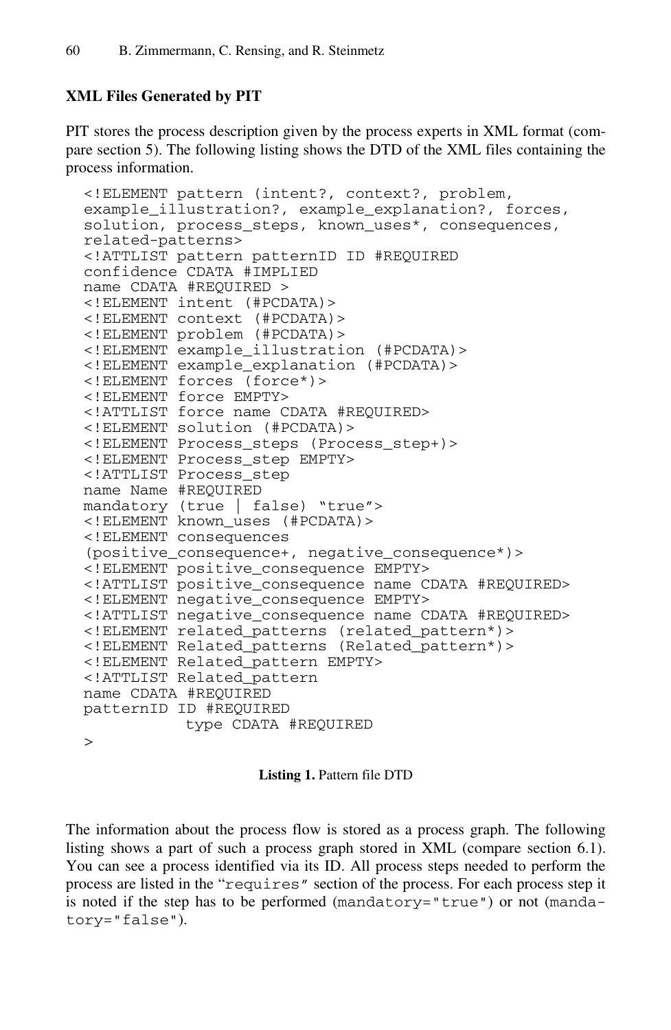**XML Files Generated by PIT**

PIT stores the process description given by the process experts in XML format (compare section 5). The following listing shows the DTD of the XML files containing the process information.

```
<!ELEMENT pattern (intent?, context?, problem,
example_illustration?, example_explanation?, forces,
solution, process_steps, known_uses*, consequences,
related-patterns>
<!ATTLIST pattern patternID ID #REQUIRED
confidence CDATA #IMPLIED
name CDATA #REQUIRED >
<!ELEMENT intent (#PCDATA)>
<!ELEMENT context (#PCDATA)>
<!ELEMENT problem (#PCDATA)>
<!ELEMENT example_illustration (#PCDATA)>
<!ELEMENT example_explanation (#PCDATA)>
<!ELEMENT forces (force*)>
<!ELEMENT force EMPTY>
<!ATTLIST force name CDATA #REQUIRED>
<!ELEMENT solution (#PCDATA)>
<!ELEMENT Process_steps (Process_step+)>
<!ELEMENT Process_step EMPTY>
<!ATTLIST Process_step
name Name #REQUIRED
mandatory (true | false) "true">
<!ELEMENT known_uses (#PCDATA)>
<!ELEMENT consequences
(positive_consequence+, negative_consequence*)>
<!ELEMENT positive_consequence EMPTY>
<!ATTLIST positive_consequence name CDATA #REQUIRED>
<!ELEMENT negative_consequence EMPTY>
<!ATTLIST negative_consequence name CDATA #REQUIRED>
<!ELEMENT related_patterns (related_pattern*)>
<!ELEMENT Related_patterns (Related_pattern*)>
<!ELEMENT Related_pattern EMPTY>
<!ATTLIST Related_pattern
name CDATA #REQUIRED
patternID ID #REQUIRED
           type CDATA #REQUIRED
>
```

**Listing 1.** Pattern file DTD

The information about the process flow is stored as a process graph. The following listing shows a part of such a process graph stored in XML (compare section 6.1). You can see a process identified via its ID. All process steps needed to perform the process are listed in the "`requires`" section of the process. For each process step it is noted if the step has to be performed (`mandatory="true"`) or not (`mandatory="false"`).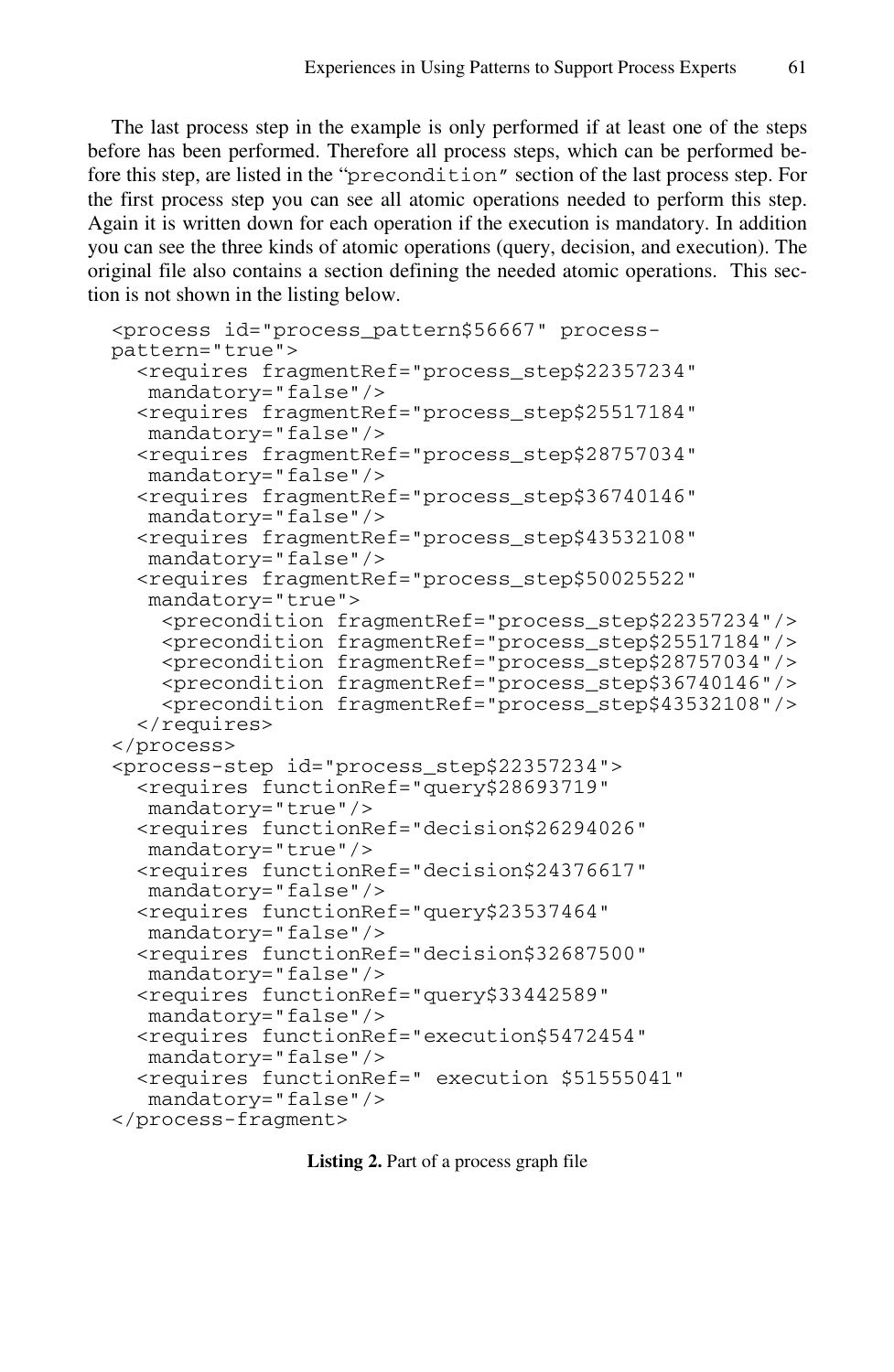The last process step in the example is only performed if at least one of the steps before has been performed. Therefore all process steps, which can be performed before this step, are listed in the "precondition" section of the last process step. For the first process step you can see all atomic operations needed to perform this step. Again it is written down for each operation if the execution is mandatory. In addition you can see the three kinds of atomic operations (query, decision, and execution). The original file also contains a section defining the needed atomic operations. This section is not shown in the listing below.

```
<process id="process_pattern$56667" process-
pattern="true">
  <requires fragmentRef="process_step$22357234"
   mandatory="false"/>
  <requires fragmentRef="process_step$25517184"
   mandatory="false"/>
  <requires fragmentRef="process_step$28757034"
   mandatory="false"/>
  <requires fragmentRef="process_step$36740146"
   mandatory="false"/>
  <requires fragmentRef="process_step$43532108"
   mandatory="false"/>
  <requires fragmentRef="process_step$50025522"
   mandatory="true">
    <precondition fragmentRef="process_step$22357234"/>
    <precondition fragmentRef="process_step$25517184"/>
    <precondition fragmentRef="process_step$28757034"/>
    <precondition fragmentRef="process_step$36740146"/>
    <precondition fragmentRef="process_step$43532108"/>
  </requires>
</process>
<process-step id="process_step$22357234">
  <requires functionRef="query$28693719"
   mandatory="true"/>
  <requires functionRef="decision$26294026"
   mandatory="true"/>
  <requires functionRef="decision$24376617"
   mandatory="false"/>
  <requires functionRef="query$23537464"
   mandatory="false"/>
  <requires functionRef="decision$32687500"
   mandatory="false"/>
  <requires functionRef="query$33442589"
   mandatory="false"/>
  <requires functionRef="execution$5472454"
   mandatory="false"/>
  <requires functionRef=" execution $51555041"
   mandatory="false"/>
</process-fragment>
```

**Listing 2.** Part of a process graph file